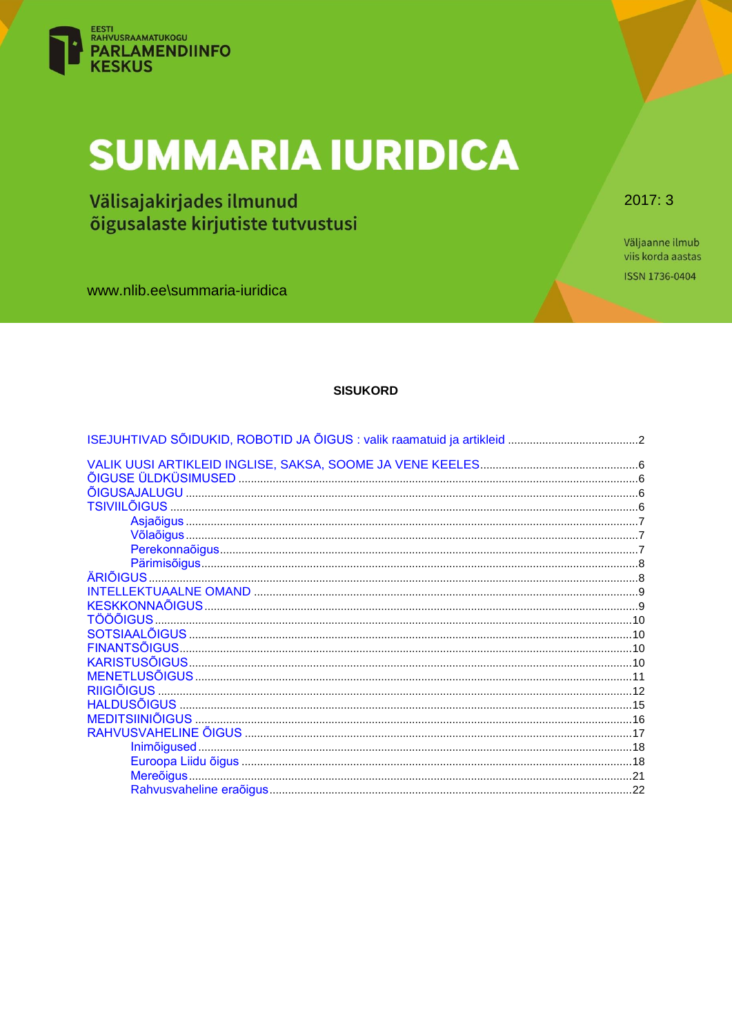EESTI RAHVUSRAAMATUKOGU
**PARLAMENDIINFO KESKUS**

# SUMMARIA IURIDICA

## Välisajakirjades ilmunud õigusalaste kirjutiste tutvustusi

2017: 3

Väljaanne ilmub viis korda aastas

ISSN 1736-0404

www.nlib.ee\summaria-iuridica

**SISUKORD**

ISEJUHTIVAD SÕIDUKID, ROBOTID JA ÕIGUS : valik raamatuid ja artikleid ..........2

VALIK UUSI ARTIKLEID INGLISE, SAKSA, SOOME JA VENE KEELES..........6
ÕIGUSE ÜLDKÜSIMUSED ..........6
ÕIGUSAJALUGU ..........6
TSIVIILÕIGUS ..........6
- Asjaõigus ..........7
- Võlaõigus ..........7
- Perekonnaõigus ..........7
- Pärimisõigus ..........8

ÄRIÕIGUS ..........8
INTELLEKTUAALNE OMAND ..........9
KESKKONNAÕIGUS ..........9
TÖÖÕIGUS ..........10
SOTSIAALÕIGUS ..........10
FINANTSÕIGUS ..........10
KARISTUSÕIGUS ..........10
MENETLUSÕIGUS ..........11
RIIGIÕIGUS ..........12
HALDUSÕIGUS ..........15
MEDITSIINIÕIGUS ..........16
RAHVUSVAHELINE ÕIGUS ..........17
- Inimõigused ..........18
- Euroopa Liidu õigus ..........18
- Mereõigus ..........21
- Rahvusvaheline eraõigus ..........22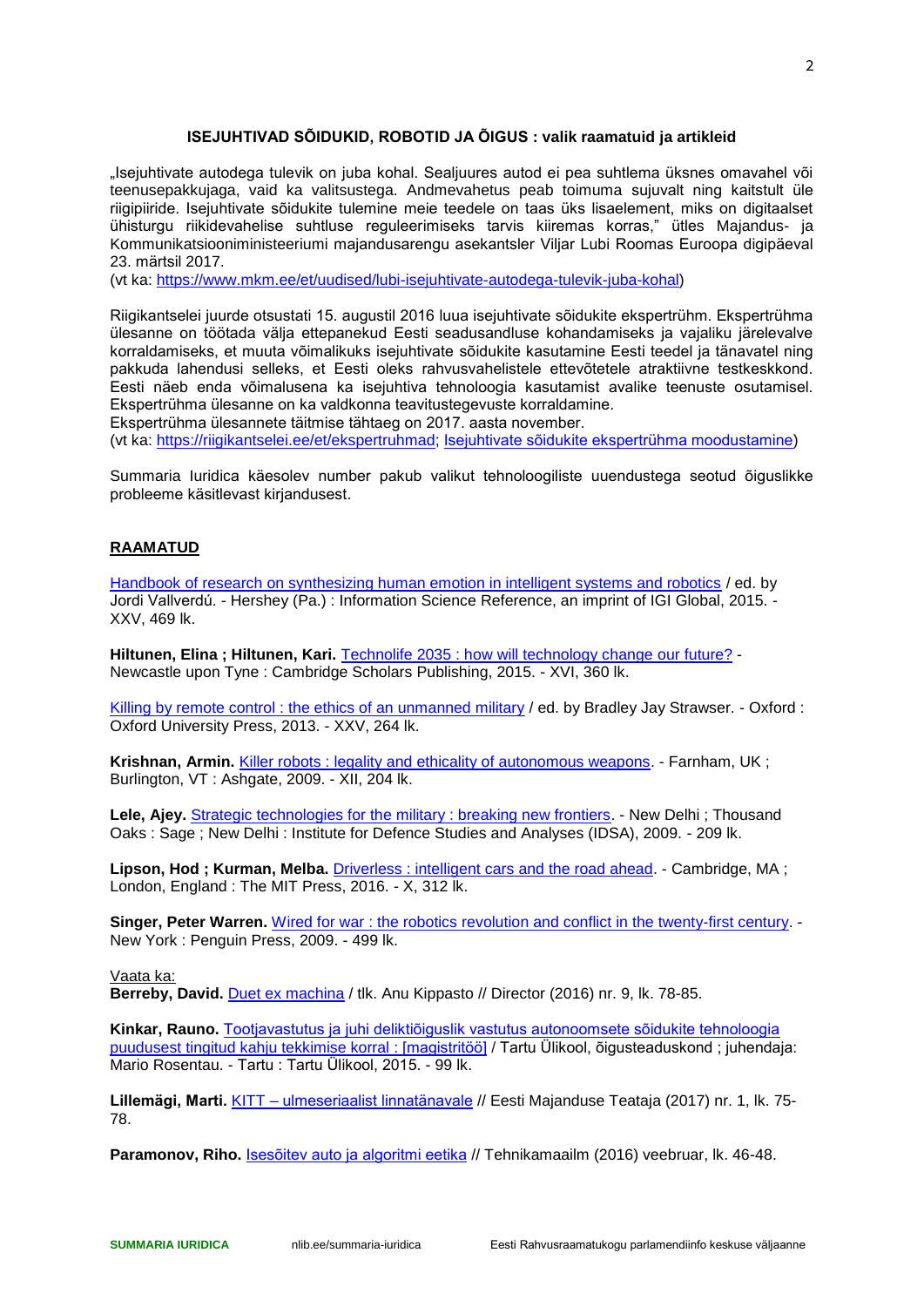## ISEJUHTIVAD SÕIDUKID, ROBOTID JA ÕIGUS : valik raamatuid ja artikleid

„Isejuhtivate autodega tulevik on juba kohal. Sealjuures autod ei pea suhtlema üksnes omavahel või teenusepakkujaga, vaid ka valitsustega. Andmevahetus peab toimuma sujuvalt ning kaitstult üle riigipiiride. Isejuhtivate sõidukite tulemine meie teedele on taas üks lisaelement, miks on digitaalset ühisturgu riikidevahelise suhtluse reguleerimiseks tarvis kiiremas korras," ütles Majandus- ja Kommunikatsiooniministeeriumi majandusarengu asekantsler Viljar Lubi Roomas Euroopa digipäeval 23. märtsil 2017.
(vt ka: [https://www.mkm.ee/et/uudised/lubi-isejuhtivate-autodega-tulevik-juba-kohal](https://www.mkm.ee/et/uudised/lubi-isejuhtivate-autodega-tulevik-juba-kohal))

Riigikantselei juurde otsustati 15. augustil 2016 luua isejuhtivate sõidukite ekspertrühm. Ekspertrühma ülesanne on töötada välja ettepanekud Eesti seadusandluse kohandamiseks ja vajaliku järelevalve korraldamiseks, et muuta võimalikuks isejuhtivate sõidukite kasutamine Eesti teedel ja tänavatel ning pakkuda lahendusi selleks, et Eesti oleks rahvusvahelistele ettevõtetele atraktiivne testkeskkond. Eesti näeb enda võimalusena ka isejuhtiva tehnoloogia kasutamist avalike teenuste osutamisel. Ekspertrühma ülesanne on ka valdkonna teavitustegevuste korraldamine.
Ekspertrühma ülesannete täitmise tähtaeg on 2017. aasta november.
(vt ka: [https://riigikantselei.ee/et/ekspertruhmad](https://riigikantselei.ee/et/ekspertruhmad); Isejuhtivate sõidukite ekspertrühma moodustamine)

Summaria Iuridica käesolev number pakub valikut tehnoloogiliste uuendustega seotud õiguslikke probleeme käsitlevast kirjandusest.

### RAAMATUD

Handbook of research on synthesizing human emotion in intelligent systems and robotics / ed. by Jordi Vallverdú. - Hershey (Pa.) : Information Science Reference, an imprint of IGI Global, 2015. - XXV, 469 lk.

**Hiltunen, Elina ; Hiltunen, Kari.** Technolife 2035 : how will technology change our future? - Newcastle upon Tyne : Cambridge Scholars Publishing, 2015. - XVI, 360 lk.

Killing by remote control : the ethics of an unmanned military / ed. by Bradley Jay Strawser. - Oxford : Oxford University Press, 2013. - XXV, 264 lk.

**Krishnan, Armin.** Killer robots : legality and ethicality of autonomous weapons. - Farnham, UK ; Burlington, VT : Ashgate, 2009. - XII, 204 lk.

**Lele, Ajey.** Strategic technologies for the military : breaking new frontiers. - New Delhi ; Thousand Oaks : Sage ; New Delhi : Institute for Defence Studies and Analyses (IDSA), 2009. - 209 lk.

**Lipson, Hod ; Kurman, Melba.** Driverless : intelligent cars and the road ahead. - Cambridge, MA ; London, England : The MIT Press, 2016. - X, 312 lk.

**Singer, Peter Warren.** Wired for war : the robotics revolution and conflict in the twenty-first century. - New York : Penguin Press, 2009. - 499 lk.

Vaata ka:

**Berreby, David.** Duet ex machina / tlk. Anu Kippasto // Director (2016) nr. 9, lk. 78-85.

**Kinkar, Rauno.** Tootjavastutus ja juhi deliktiõiguslik vastutus autonoomsete sõidukite tehnoloogia puudusest tingitud kahju tekkimise korral : [magistritöö] / Tartu Ülikool, õigusteaduskond ; juhendaja: Mario Rosentau. - Tartu : Tartu Ülikool, 2015. - 99 lk.

**Lillemägi, Marti.** KITT – ulmeseriaalist linnatänavale // Eesti Majanduse Teataja (2017) nr. 1, lk. 75-78.

**Paramonov, Riho.** Isesõitev auto ja algoritmi eetika // Tehnikamaailm (2016) veebruar, lk. 46-48.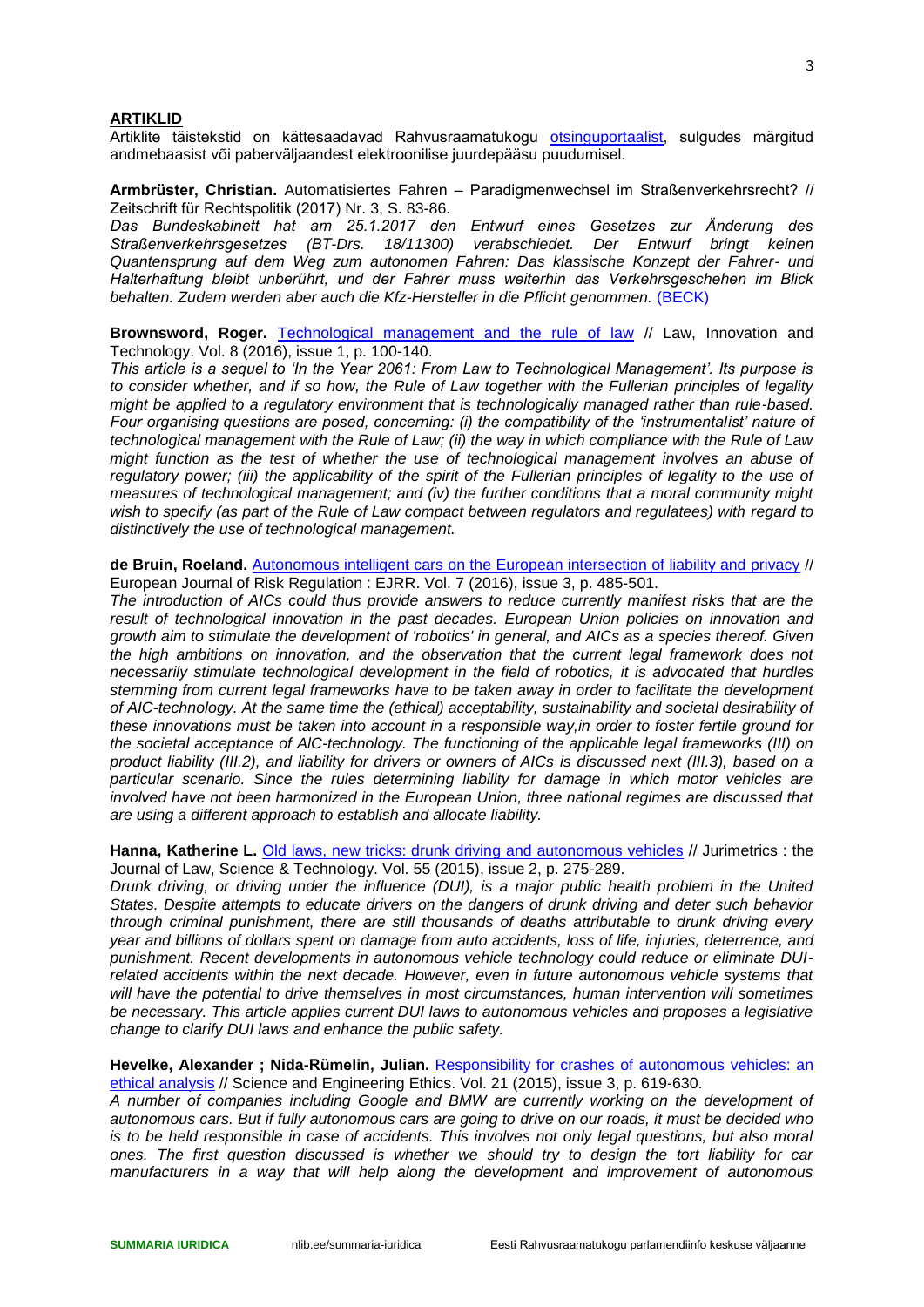## ARTIKLID

Artiklite täistekstid on kättesaadavad Rahvusraamatukogu otsinguportaalist, sulgudes märgitud andmebaasist või paberväljaandest elektroonilise juurdepääsu puudumisel.

**Armbrüster, Christian.** Automatisiertes Fahren – Paradigmenwechsel im Straßenverkehrsrecht? // Zeitschrift für Rechtspolitik (2017) Nr. 3, S. 83-86.
*Das Bundeskabinett hat am 25.1.2017 den Entwurf eines Gesetzes zur Änderung des Straßenverkehrsgesetzes (BT-Drs. 18/11300) verabschiedet. Der Entwurf bringt keinen Quantensprung auf dem Weg zum autonomen Fahren: Das klassische Konzept der Fahrer- und Halterhaftung bleibt unberührt, und der Fahrer muss weiterhin das Verkehrsgeschehen im Blick behalten. Zudem werden aber auch die Kfz-Hersteller in die Pflicht genommen.* (BECK)

**Brownsword, Roger.** Technological management and the rule of law // Law, Innovation and Technology. Vol. 8 (2016), issue 1, p. 100-140.
*This article is a sequel to 'In the Year 2061: From Law to Technological Management'. Its purpose is to consider whether, and if so how, the Rule of Law together with the Fullerian principles of legality might be applied to a regulatory environment that is technologically managed rather than rule-based. Four organising questions are posed, concerning: (i) the compatibility of the 'instrumentalist' nature of technological management with the Rule of Law; (ii) the way in which compliance with the Rule of Law might function as the test of whether the use of technological management involves an abuse of regulatory power; (iii) the applicability of the spirit of the Fullerian principles of legality to the use of measures of technological management; and (iv) the further conditions that a moral community might wish to specify (as part of the Rule of Law compact between regulators and regulatees) with regard to distinctively the use of technological management.*

**de Bruin, Roeland.** Autonomous intelligent cars on the European intersection of liability and privacy // European Journal of Risk Regulation : EJRR. Vol. 7 (2016), issue 3, p. 485-501.
*The introduction of AICs could thus provide answers to reduce currently manifest risks that are the result of technological innovation in the past decades. European Union policies on innovation and growth aim to stimulate the development of 'robotics' in general, and AICs as a species thereof. Given the high ambitions on innovation, and the observation that the current legal framework does not necessarily stimulate technological development in the field of robotics, it is advocated that hurdles stemming from current legal frameworks have to be taken away in order to facilitate the development of AIC-technology. At the same time the (ethical) acceptability, sustainability and societal desirability of these innovations must be taken into account in a responsible way,in order to foster fertile ground for the societal acceptance of AIC-technology. The functioning of the applicable legal frameworks (III) on product liability (III.2), and liability for drivers or owners of AICs is discussed next (III.3), based on a particular scenario. Since the rules determining liability for damage in which motor vehicles are involved have not been harmonized in the European Union, three national regimes are discussed that are using a different approach to establish and allocate liability.*

**Hanna, Katherine L.** Old laws, new tricks: drunk driving and autonomous vehicles // Jurimetrics : the Journal of Law, Science & Technology. Vol. 55 (2015), issue 2, p. 275-289.
*Drunk driving, or driving under the influence (DUI), is a major public health problem in the United States. Despite attempts to educate drivers on the dangers of drunk driving and deter such behavior through criminal punishment, there are still thousands of deaths attributable to drunk driving every year and billions of dollars spent on damage from auto accidents, loss of life, injuries, deterrence, and punishment. Recent developments in autonomous vehicle technology could reduce or eliminate DUI-related accidents within the next decade. However, even in future autonomous vehicle systems that will have the potential to drive themselves in most circumstances, human intervention will sometimes be necessary. This article applies current DUI laws to autonomous vehicles and proposes a legislative change to clarify DUI laws and enhance the public safety.*

**Hevelke, Alexander ; Nida-Rümelin, Julian.** Responsibility for crashes of autonomous vehicles: an ethical analysis // Science and Engineering Ethics. Vol. 21 (2015), issue 3, p. 619-630.
*A number of companies including Google and BMW are currently working on the development of autonomous cars. But if fully autonomous cars are going to drive on our roads, it must be decided who is to be held responsible in case of accidents. This involves not only legal questions, but also moral ones. The first question discussed is whether we should try to design the tort liability for car manufacturers in a way that will help along the development and improvement of autonomous*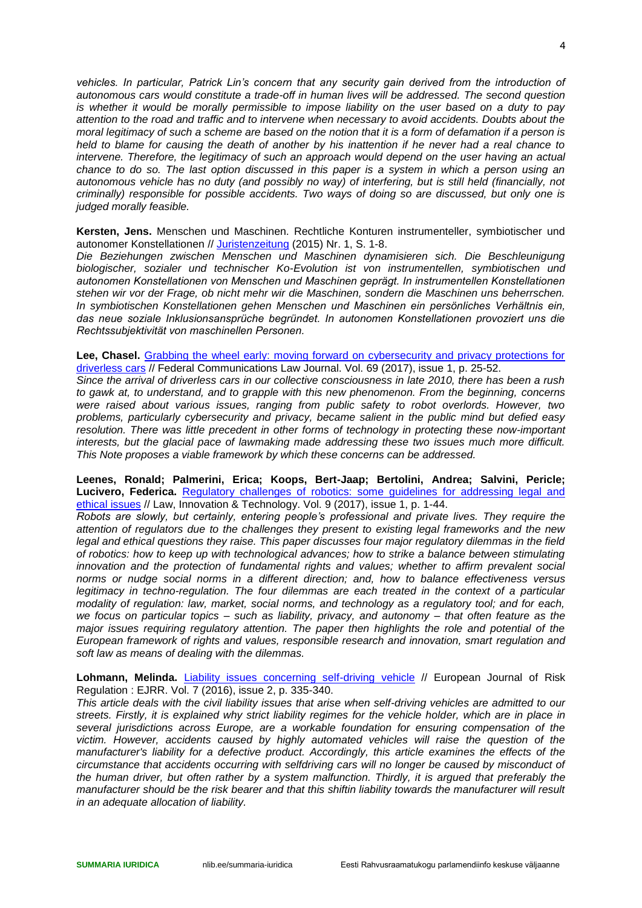*vehicles. In particular, Patrick Lin's concern that any security gain derived from the introduction of autonomous cars would constitute a trade-off in human lives will be addressed. The second question is whether it would be morally permissible to impose liability on the user based on a duty to pay attention to the road and traffic and to intervene when necessary to avoid accidents. Doubts about the moral legitimacy of such a scheme are based on the notion that it is a form of defamation if a person is held to blame for causing the death of another by his inattention if he never had a real chance to intervene. Therefore, the legitimacy of such an approach would depend on the user having an actual chance to do so. The last option discussed in this paper is a system in which a person using an autonomous vehicle has no duty (and possibly no way) of interfering, but is still held (financially, not criminally) responsible for possible accidents. Two ways of doing so are discussed, but only one is judged morally feasible.*

**Kersten, Jens.** Menschen und Maschinen. Rechtliche Konturen instrumenteller, symbiotischer und autonomer Konstellationen // Juristenzeitung (2015) Nr. 1, S. 1-8.
*Die Beziehungen zwischen Menschen und Maschinen dynamisieren sich. Die Beschleunigung biologischer, sozialer und technischer Ko-Evolution ist von instrumentellen, symbiotischen und autonomen Konstellationen von Menschen und Maschinen geprägt. In instrumentellen Konstellationen stehen wir vor der Frage, ob nicht mehr wir die Maschinen, sondern die Maschinen uns beherrschen. In symbiotischen Konstellationen gehen Menschen und Maschinen ein persönliches Verhältnis ein, das neue soziale Inklusionsansprüche begründet. In autonomen Konstellationen provoziert uns die Rechtssubjektivität von maschinellen Personen.*

**Lee, Chasel.** Grabbing the wheel early: moving forward on cybersecurity and privacy protections for driverless cars // Federal Communications Law Journal. Vol. 69 (2017), issue 1, p. 25-52.
*Since the arrival of driverless cars in our collective consciousness in late 2010, there has been a rush to gawk at, to understand, and to grapple with this new phenomenon. From the beginning, concerns were raised about various issues, ranging from public safety to robot overlords. However, two problems, particularly cybersecurity and privacy, became salient in the public mind but defied easy resolution. There was little precedent in other forms of technology in protecting these now-important interests, but the glacial pace of lawmaking made addressing these two issues much more difficult. This Note proposes a viable framework by which these concerns can be addressed.*

**Leenes, Ronald; Palmerini, Erica; Koops, Bert-Jaap; Bertolini, Andrea; Salvini, Pericle; Lucivero, Federica.** Regulatory challenges of robotics: some guidelines for addressing legal and ethical issues // Law, Innovation & Technology. Vol. 9 (2017), issue 1, p. 1-44.
*Robots are slowly, but certainly, entering people's professional and private lives. They require the attention of regulators due to the challenges they present to existing legal frameworks and the new legal and ethical questions they raise. This paper discusses four major regulatory dilemmas in the field of robotics: how to keep up with technological advances; how to strike a balance between stimulating innovation and the protection of fundamental rights and values; whether to affirm prevalent social norms or nudge social norms in a different direction; and, how to balance effectiveness versus legitimacy in techno-regulation. The four dilemmas are each treated in the context of a particular modality of regulation: law, market, social norms, and technology as a regulatory tool; and for each, we focus on particular topics – such as liability, privacy, and autonomy – that often feature as the major issues requiring regulatory attention. The paper then highlights the role and potential of the European framework of rights and values, responsible research and innovation, smart regulation and soft law as means of dealing with the dilemmas.*

**Lohmann, Melinda.** Liability issues concerning self-driving vehicle // European Journal of Risk Regulation : EJRR. Vol. 7 (2016), issue 2, p. 335-340.
*This article deals with the civil liability issues that arise when self-driving vehicles are admitted to our streets. Firstly, it is explained why strict liability regimes for the vehicle holder, which are in place in several jurisdictions across Europe, are a workable foundation for ensuring compensation of the victim. However, accidents caused by highly automated vehicles will raise the question of the manufacturer's liability for a defective product. Accordingly, this article examines the effects of the circumstance that accidents occurring with selfdriving cars will no longer be caused by misconduct of the human driver, but often rather by a system malfunction. Thirdly, it is argued that preferably the manufacturer should be the risk bearer and that this shiftin liability towards the manufacturer will result in an adequate allocation of liability.*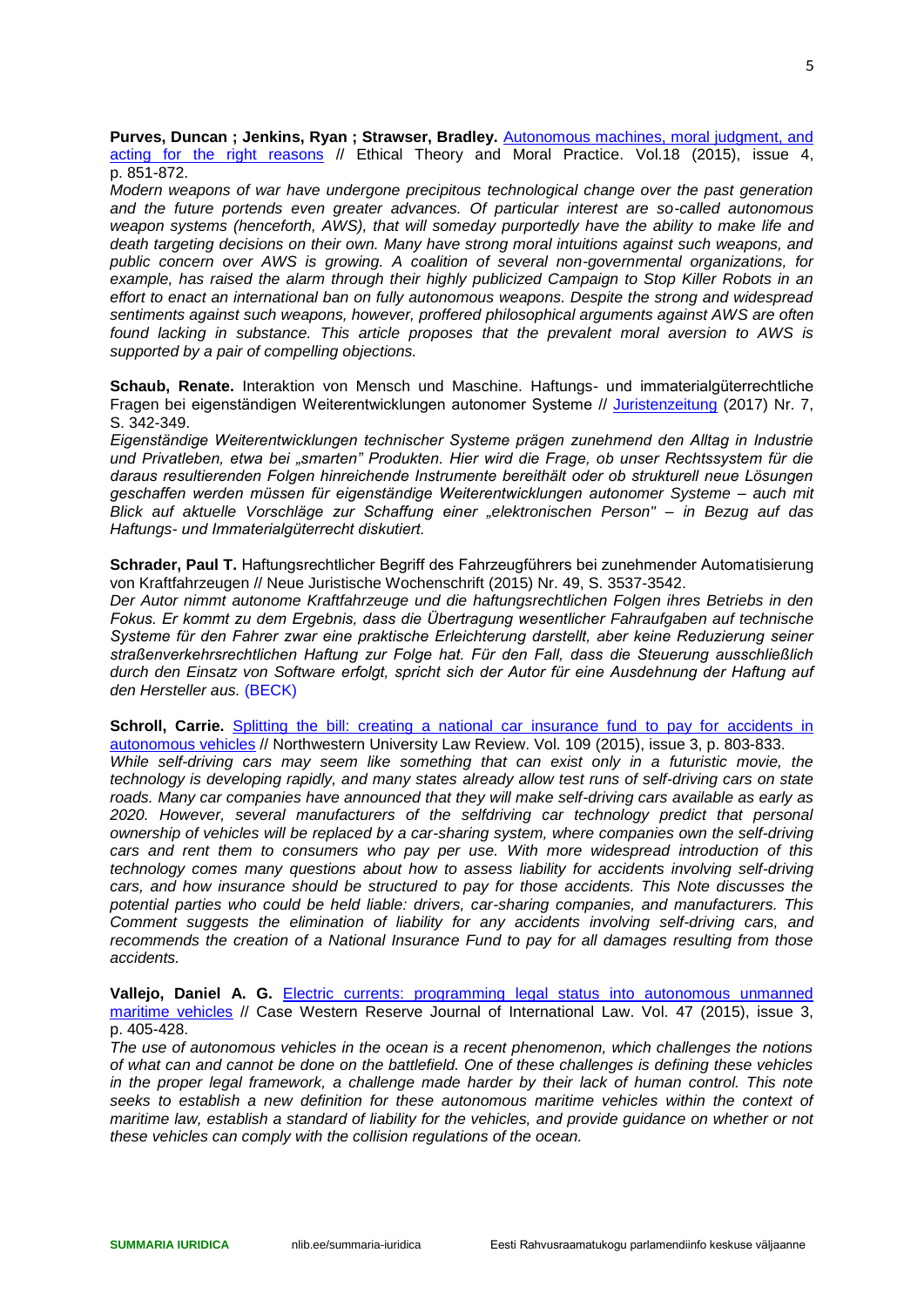**Purves, Duncan ; Jenkins, Ryan ; Strawser, Bradley.** Autonomous machines, moral judgment, and acting for the right reasons // Ethical Theory and Moral Practice. Vol.18 (2015), issue 4, p. 851-872.

*Modern weapons of war have undergone precipitous technological change over the past generation and the future portends even greater advances. Of particular interest are so-called autonomous weapon systems (henceforth, AWS), that will someday purportedly have the ability to make life and death targeting decisions on their own. Many have strong moral intuitions against such weapons, and public concern over AWS is growing. A coalition of several non-governmental organizations, for example, has raised the alarm through their highly publicized Campaign to Stop Killer Robots in an effort to enact an international ban on fully autonomous weapons. Despite the strong and widespread sentiments against such weapons, however, proffered philosophical arguments against AWS are often found lacking in substance. This article proposes that the prevalent moral aversion to AWS is supported by a pair of compelling objections.*

**Schaub, Renate.** Interaktion von Mensch und Maschine. Haftungs- und immaterialgüterrechtliche Fragen bei eigenständigen Weiterentwicklungen autonomer Systeme // Juristenzeitung (2017) Nr. 7, S. 342-349.

*Eigenständige Weiterentwicklungen technischer Systeme prägen zunehmend den Alltag in Industrie und Privatleben, etwa bei „smarten" Produkten. Hier wird die Frage, ob unser Rechtssystem für die daraus resultierenden Folgen hinreichende Instrumente bereithält oder ob strukturell neue Lösungen geschaffen werden müssen für eigenständige Weiterentwicklungen autonomer Systeme – auch mit Blick auf aktuelle Vorschläge zur Schaffung einer „elektronischen Person" – in Bezug auf das Haftungs- und Immaterialgüterrecht diskutiert.*

**Schrader, Paul T.** Haftungsrechtlicher Begriff des Fahrzeugführers bei zunehmender Automatisierung von Kraftfahrzeugen // Neue Juristische Wochenschrift (2015) Nr. 49, S. 3537-3542.

*Der Autor nimmt autonome Kraftfahrzeuge und die haftungsrechtlichen Folgen ihres Betriebs in den Fokus. Er kommt zu dem Ergebnis, dass die Übertragung wesentlicher Fahraufgaben auf technische Systeme für den Fahrer zwar eine praktische Erleichterung darstellt, aber keine Reduzierung seiner straßenverkehrsrechtlichen Haftung zur Folge hat. Für den Fall, dass die Steuerung ausschließlich durch den Einsatz von Software erfolgt, spricht sich der Autor für eine Ausdehnung der Haftung auf den Hersteller aus.* (BECK)

**Schroll, Carrie.** Splitting the bill: creating a national car insurance fund to pay for accidents in autonomous vehicles // Northwestern University Law Review. Vol. 109 (2015), issue 3, p. 803-833.

*While self-driving cars may seem like something that can exist only in a futuristic movie, the technology is developing rapidly, and many states already allow test runs of self-driving cars on state roads. Many car companies have announced that they will make self-driving cars available as early as 2020. However, several manufacturers of the selfdriving car technology predict that personal ownership of vehicles will be replaced by a car-sharing system, where companies own the self-driving cars and rent them to consumers who pay per use. With more widespread introduction of this technology comes many questions about how to assess liability for accidents involving self-driving cars, and how insurance should be structured to pay for those accidents. This Note discusses the potential parties who could be held liable: drivers, car-sharing companies, and manufacturers. This Comment suggests the elimination of liability for any accidents involving self-driving cars, and recommends the creation of a National Insurance Fund to pay for all damages resulting from those accidents.*

**Vallejo, Daniel A. G.** Electric currents: programming legal status into autonomous unmanned maritime vehicles // Case Western Reserve Journal of International Law. Vol. 47 (2015), issue 3, p. 405-428.

*The use of autonomous vehicles in the ocean is a recent phenomenon, which challenges the notions of what can and cannot be done on the battlefield. One of these challenges is defining these vehicles in the proper legal framework, a challenge made harder by their lack of human control. This note seeks to establish a new definition for these autonomous maritime vehicles within the context of maritime law, establish a standard of liability for the vehicles, and provide guidance on whether or not these vehicles can comply with the collision regulations of the ocean.*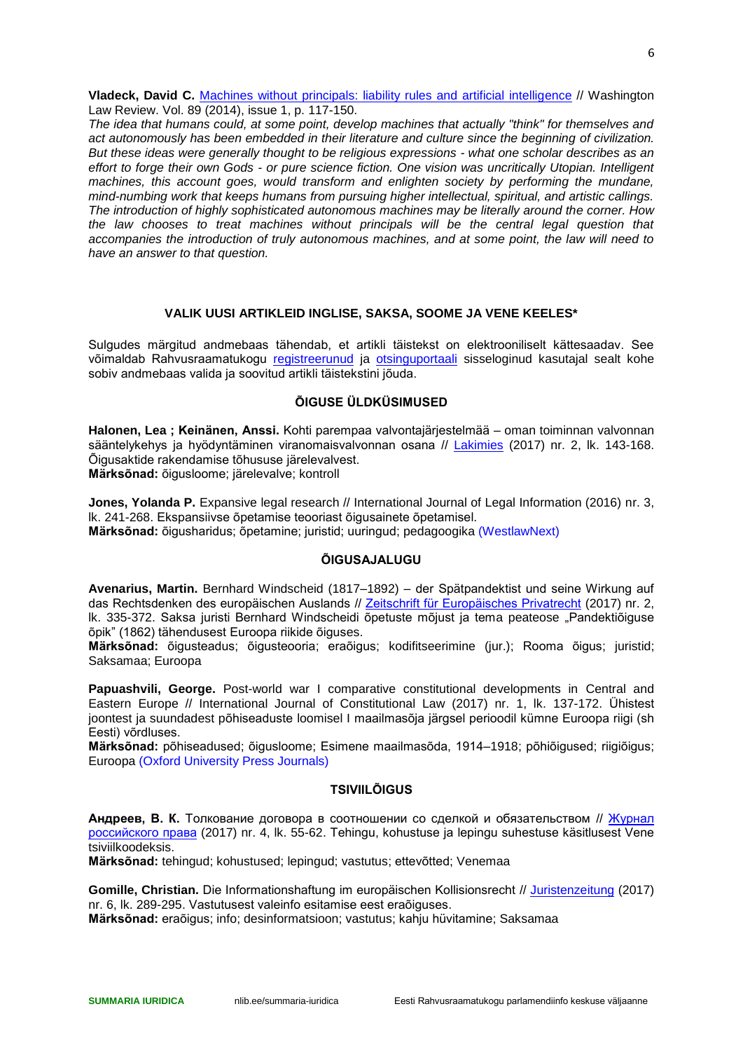**Vladeck, David C.** Machines without principals: liability rules and artificial intelligence // Washington Law Review. Vol. 89 (2014), issue 1, p. 117-150.

*The idea that humans could, at some point, develop machines that actually "think" for themselves and act autonomously has been embedded in their literature and culture since the beginning of civilization. But these ideas were generally thought to be religious expressions - what one scholar describes as an effort to forge their own Gods - or pure science fiction. One vision was uncritically Utopian. Intelligent machines, this account goes, would transform and enlighten society by performing the mundane, mind-numbing work that keeps humans from pursuing higher intellectual, spiritual, and artistic callings. The introduction of highly sophisticated autonomous machines may be literally around the corner. How the law chooses to treat machines without principals will be the central legal question that accompanies the introduction of truly autonomous machines, and at some point, the law will need to have an answer to that question.*

## VALIK UUSI ARTIKLEID INGLISE, SAKSA, SOOME JA VENE KEELES*

Sulgudes märgitud andmebaas tähendab, et artikli täistekst on elektrooniliselt kättesaadav. See võimaldab Rahvusraamatukogu registreerunud ja otsinguportaali sisseloginud kasutajal sealt kohe sobiv andmebaas valida ja soovitud artikli täistekstini jõuda.

### ÕIGUSE ÜLDKÜSIMUSED

**Halonen, Lea ; Keinänen, Anssi.** Kohti parempaa valvontajärjestelmää – oman toiminnan valvonnan sääntelykehys ja hyödyntäminen viranomaisvalvonnan osana // Lakimies (2017) nr. 2, lk. 143-168. Õigusaktide rakendamise tõhususe järelevalvest.
**Märksõnad:** õigusloome; järelevalve; kontroll

**Jones, Yolanda P.** Expansive legal research // International Journal of Legal Information (2016) nr. 3, lk. 241-268. Ekspansiivse õpetamise teooriast õigusainete õpetamisel.
**Märksõnad:** õigusharidus; õpetamine; juristid; uuringud; pedagoogika (WestlawNext)

### ÕIGUSAJALUGU

**Avenarius, Martin.** Bernhard Windscheid (1817–1892) – der Spätpandektist und seine Wirkung auf das Rechtsdenken des europäischen Auslands // Zeitschrift für Europäisches Privatrecht (2017) nr. 2, lk. 335-372. Saksa juristi Bernhard Windscheidi õpetuste mõjust ja tema peateose „Pandektiõiguse õpik" (1862) tähendusest Euroopa riikide õiguses.
**Märksõnad:** õigusteadus; õigusteooria; eraõigus; kodifitseerimine (jur.); Rooma õigus; juristid; Saksamaa; Euroopa

**Papuashvili, George.** Post-world war I comparative constitutional developments in Central and Eastern Europe // International Journal of Constitutional Law (2017) nr. 1, lk. 137-172. Ühistest joontest ja suundadest põhiseaduste loomisel I maailmasõja järgsel perioodil kümne Euroopa riigi (sh Eesti) võrdluses.
**Märksõnad:** põhiseadused; õigusloome; Esimene maailmasõda, 1914–1918; põhiõigused; riigiõigus; Euroopa (Oxford University Press Journals)

### TSIVIILÕIGUS

**Андреев, В. К.** Толкование договора в соотношении со сделкой и обязательством // Журнал российского права (2017) nr. 4, lk. 55-62. Tehingu, kohustuse ja lepingu suhestuse käsitlusest Vene tsiviilkoodeksis.
**Märksõnad:** tehingud; kohustused; lepingud; vastutus; ettevõtted; Venemaa

**Gomille, Christian.** Die Informationshaftung im europäischen Kollisionsrecht // Juristenzeitung (2017) nr. 6, lk. 289-295. Vastutusest valeinfo esitamise eest eraõiguses.
**Märksõnad:** eraõigus; info; desinformatsioon; vastutus; kahju hüvitamine; Saksamaa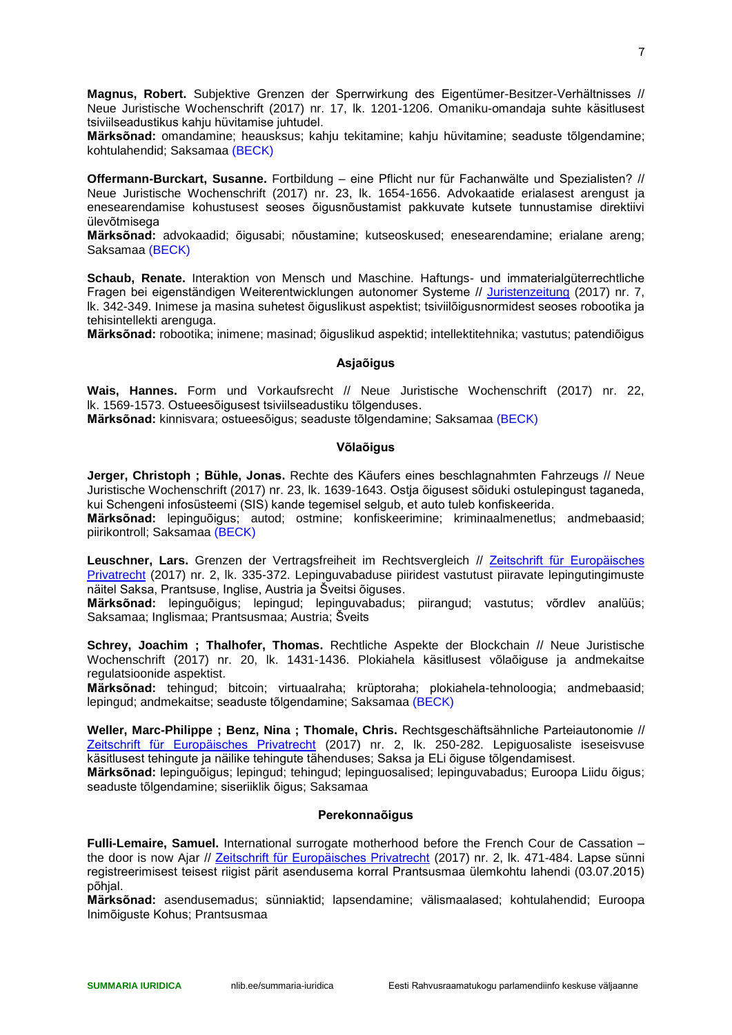**Magnus, Robert.** Subjektive Grenzen der Sperrwirkung des Eigentümer-Besitzer-Verhältnisses // Neue Juristische Wochenschrift (2017) nr. 17, lk. 1201-1206. Omaniku-omandaja suhte käsitlusest tsiviilseadustikus kahju hüvitamise juhtudel.
**Märksõnad:** omandamine; heausksus; kahju tekitamine; kahju hüvitamine; seaduste tõlgendamine; kohtulahendid; Saksamaa (BECK)

**Offermann-Burckart, Susanne.** Fortbildung – eine Pflicht nur für Fachanwälte und Spezialisten? // Neue Juristische Wochenschrift (2017) nr. 23, lk. 1654-1656. Advokaatide erialasest arengust ja enesearendamise kohustusest seoses õigusnõustamist pakkuvate kutsete tunnustamise direktiivi ülevõtmisega
**Märksõnad:** advokaadid; õigusabi; nõustamine; kutseoskused; enesearendamine; erialane areng; Saksamaa (BECK)

**Schaub, Renate.** Interaktion von Mensch und Maschine. Haftungs- und immaterialgüterrechtliche Fragen bei eigenständigen Weiterentwicklungen autonomer Systeme // Juristenzeitung (2017) nr. 7, lk. 342-349. Inimese ja masina suhetest õiguslikust aspektist; tsiviilõigusnormidest seoses robootika ja tehisintellekti arenguga.
**Märksõnad:** robootika; inimene; masinad; õiguslikud aspektid; intellektitehnika; vastutus; patendiõigus

### Asjaõigus

**Wais, Hannes.** Form und Vorkaufsrecht // Neue Juristische Wochenschrift (2017) nr. 22, lk. 1569-1573. Ostueesõigusest tsiviilseadustiku tõlgenduses.
**Märksõnad:** kinnisvara; ostueesõigus; seaduste tõlgendamine; Saksamaa (BECK)

### Võlaõigus

**Jerger, Christoph ; Bühle, Jonas.** Rechte des Käufers eines beschlagnahmten Fahrzeugs // Neue Juristische Wochenschrift (2017) nr. 23, lk. 1639-1643. Ostja õigusest sõiduki ostulepingust taganeda, kui Schengeni infosüsteemi (SIS) kande tegemisel selgub, et auto tuleb konfiskeerida.
**Märksõnad:** lepinguõigus; autod; ostmine; konfiskeerimine; kriminaalmenetlus; andmebaasid; piirikontroll; Saksamaa (BECK)

**Leuschner, Lars.** Grenzen der Vertragsfreiheit im Rechtsvergleich // Zeitschrift für Europäisches Privatrecht (2017) nr. 2, lk. 335-372. Lepinguvabaduse piiridest vastutust piiravate lepingutingimuste näitel Saksa, Prantsuse, Inglise, Austria ja Šveitsi õiguses.
**Märksõnad:** lepinguõigus; lepingud; lepinguvabadus; piirangud; vastutus; võrdlev analüüs; Saksamaa; Inglismaa; Prantsusmaa; Austria; Šveits

**Schrey, Joachim ; Thalhofer, Thomas.** Rechtliche Aspekte der Blockchain // Neue Juristische Wochenschrift (2017) nr. 20, lk. 1431-1436. Plokiahela käsitlusest võlaõiguse ja andmekaitse regulatsioonide aspektist.
**Märksõnad:** tehingud; bitcoin; virtuaalraha; krüptoraha; plokiahela-tehnoloogia; andmebaasid; lepingud; andmekaitse; seaduste tõlgendamine; Saksamaa (BECK)

**Weller, Marc-Philippe ; Benz, Nina ; Thomale, Chris.** Rechtsgeschäftsähnliche Parteiautonomie // Zeitschrift für Europäisches Privatrecht (2017) nr. 2, lk. 250-282. Lepinguosaliste iseseisvuse käsitlusest tehingute ja näilike tehingute tähenduses; Saksa ja ELi õiguse tõlgendamisest.
**Märksõnad:** lepinguõigus; lepingud; tehingud; lepinguosalised; lepinguvabadus; Euroopa Liidu õigus; seaduste tõlgendamine; siseriiklik õigus; Saksamaa

### Perekonnaõigus

**Fulli-Lemaire, Samuel.** International surrogate motherhood before the French Cour de Cassation – the door is now Ajar // Zeitschrift für Europäisches Privatrecht (2017) nr. 2, lk. 471-484. Lapse sünni registreerimisest teisest riigist pärit asendusema korral Prantsusmaa ülemkohtu lahendi (03.07.2015) põhjal.
**Märksõnad:** asendusemadus; sünniaktid; lapsendamine; välismaalased; kohtulahendid; Euroopa Inimõiguste Kohus; Prantsusmaa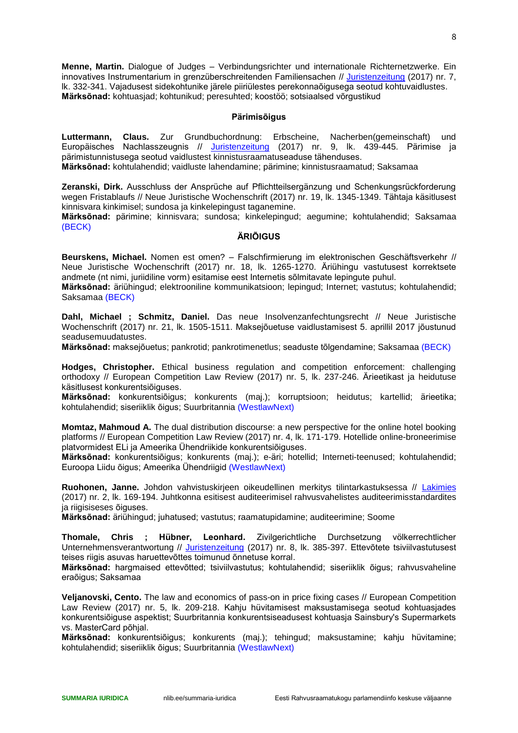**Menne, Martin.** Dialogue of Judges – Verbindungsrichter und internationale Richternetzwerke. Ein innovatives Instrumentarium in grenzüberschreitenden Familiensachen // Juristenzeitung (2017) nr. 7, lk. 332-341. Vajadusest sidekohtunike järele piiriülestes perekonnaõigusega seotud kohtuvaidlustes.
**Märksõnad:** kohtuasjad; kohtunikud; peresuhted; koostöö; sotsiaalsed võrgustikud

### Pärimisõigus

**Luttermann, Claus.** Zur Grundbuchordnung: Erbscheine, Nacherben(gemeinschaft) und Europäisches Nachlasszeugnis // Juristenzeitung (2017) nr. 9, lk. 439-445. Pärimise ja pärimistunnistusega seotud vaidlustest kinnistusraamatuseaduse tähenduses.
**Märksõnad:** kohtulahendid; vaidluste lahendamine; pärimine; kinnistusraamatud; Saksamaa

**Zeranski, Dirk.** Ausschluss der Ansprüche auf Pflichtteilsergänzung und Schenkungsrückforderung wegen Fristablaufs // Neue Juristische Wochenschrift (2017) nr. 19, lk. 1345-1349. Tähtaja käsitlusest kinnisvara kinkimisel; sundosa ja kinkelepingut taganemine.
**Märksõnad:** pärimine; kinnisvara; sundosa; kinkelepingud; aegumine; kohtulahendid; Saksamaa (BECK)

## ÄRIÕIGUS

**Beurskens, Michael.** Nomen est omen? – Falschfirmierung im elektronischen Geschäftsverkehr // Neue Juristische Wochenschrift (2017) nr. 18, lk. 1265-1270. Äriühingu vastutusest korrektsete andmete (nt nimi, juriidiline vorm) esitamise eest Internetis sõlmitavate lepingute puhul.
**Märksõnad:** äriühingud; elektrooniline kommunikatsioon; lepingud; Internet; vastutus; kohtulahendid; Saksamaa (BECK)

**Dahl, Michael ; Schmitz, Daniel.** Das neue Insolvenzanfechtungsrecht // Neue Juristische Wochenschrift (2017) nr. 21, lk. 1505-1511. Maksejõuetuse vaidlustamisest 5. aprillil 2017 jõustunud seadusemuudatustes.
**Märksõnad:** maksejõuetus; pankrotid; pankrotimenetlus; seaduste tõlgendamine; Saksamaa (BECK)

**Hodges, Christopher.** Ethical business regulation and competition enforcement: challenging orthodoxy // European Competition Law Review (2017) nr. 5, lk. 237-246. Ärieetikast ja heidutuse käsitlusest konkurentsiõiguses.
**Märksõnad:** konkurentsiõigus; konkurents (maj.); korruptsioon; heidutus; kartellid; ärieetika; kohtulahendid; siseriiklik õigus; Suurbritannia (WestlawNext)

**Momtaz, Mahmoud A.** The dual distribution discourse: a new perspective for the online hotel booking platforms // European Competition Law Review (2017) nr. 4, lk. 171-179. Hotellide online-broneerimise platvormidest ELi ja Ameerika Ühendriikide konkurentsiõiguses.
**Märksõnad:** konkurentsiõigus; konkurents (maj.); e-äri; hotellid; Interneti-teenused; kohtulahendid; Euroopa Liidu õigus; Ameerika Ühendriigid (WestlawNext)

**Ruohonen, Janne.** Johdon vahvistuskirjeen oikeudellinen merkitys tilintarkastuksessa // Lakimies (2017) nr. 2, lk. 169-194. Juhtkonna esitisest auditeerimisel rahvusvahelistes auditeerimisstandardites ja riigisiseses õiguses.
**Märksõnad:** äriühingud; juhatused; vastutus; raamatupidamine; auditeerimine; Soome

**Thomale, Chris ; Hübner, Leonhard.** Zivilgerichtliche Durchsetzung völkerrechtlicher Unternehmensverantwortung // Juristenzeitung (2017) nr. 8, lk. 385-397. Ettevõtete tsiviilvastutusest teises riigis asuvas haruettevõttes toimunud õnnetuse korral.
**Märksõnad:** hargmaised ettevõtted; tsiviilvastutus; kohtulahendid; siseriiklik õigus; rahvusvaheline eraõigus; Saksamaa

**Veljanovski, Cento.** The law and economics of pass-on in price fixing cases // European Competition Law Review (2017) nr. 5, lk. 209-218. Kahju hüvitamisest maksustamisega seotud kohtuasjades konkurentsiõiguse aspektist; Suurbritannia konkurentsiseadusest kohtuasja Sainsbury's Supermarkets vs. MasterCard põhjal.
**Märksõnad:** konkurentsiõigus; konkurents (maj.); tehingud; maksustamine; kahju hüvitamine; kohtulahendid; siseriiklik õigus; Suurbritannia (WestlawNext)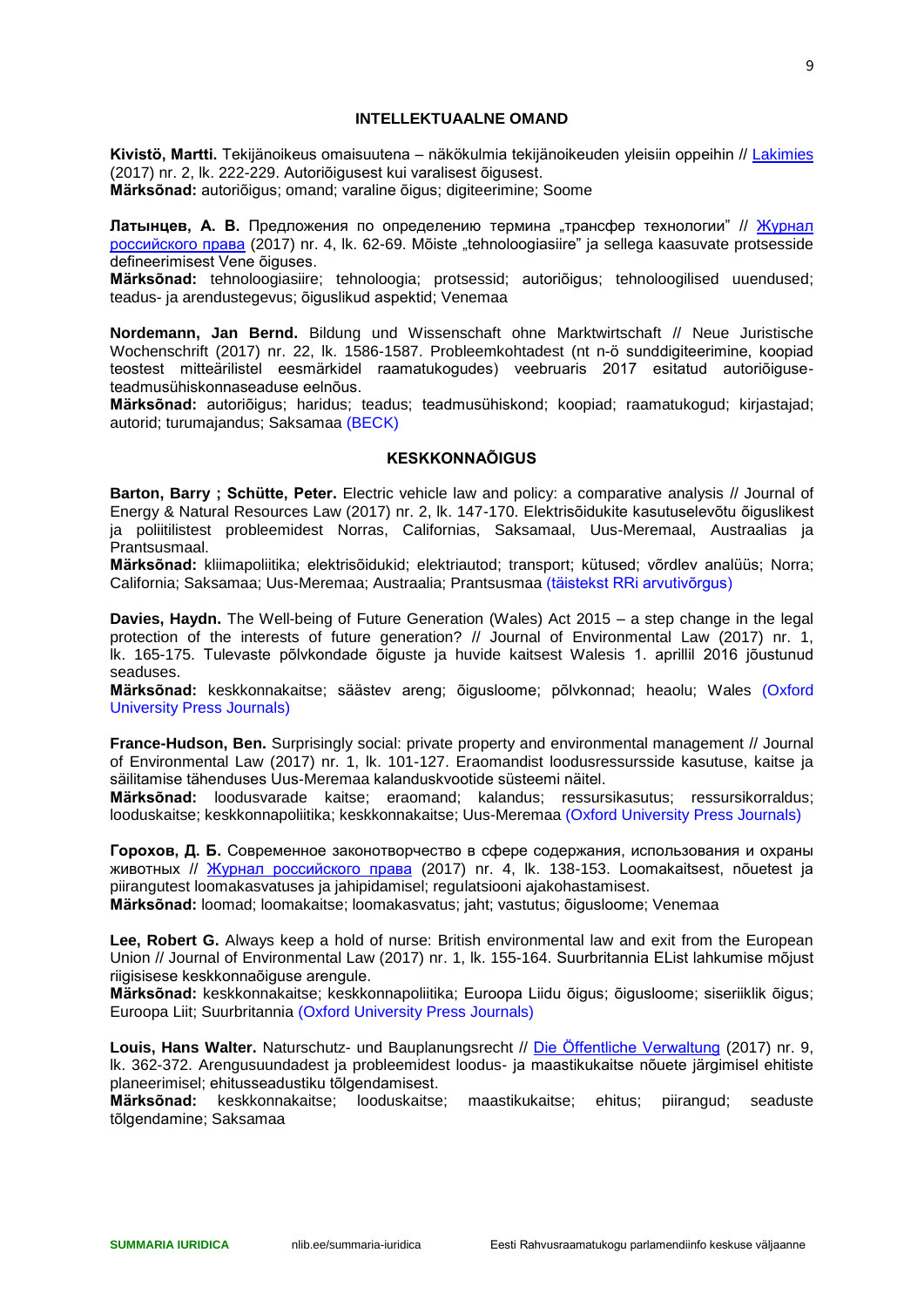## INTELLEKTUAALNE OMAND

**Kivistö, Martti.** Tekijänoikeus omaisuutena – näkökulmia tekijänoikeuden yleisiin oppeihin // Lakimies (2017) nr. 2, lk. 222-229. Autoriõigusest kui varalisest õigusest.
**Märksõnad:** autoriõigus; omand; varaline õigus; digiteerimine; Soome

**Латынцев, А. В.** Предложения по определению термина „трансфер технологии" // Журнал российского права (2017) nr. 4, lk. 62-69. Mõiste „tehnoloogiasiire" ja sellega kaasuvate protsesside defineerimisest Vene õiguses.
**Märksõnad:** tehnoloogiasiire; tehnoloogia; protsessid; autoriõigus; tehnoloogilised uuendused; teadus- ja arendustegevus; õiguslikud aspektid; Venemaa

**Nordemann, Jan Bernd.** Bildung und Wissenschaft ohne Marktwirtschaft // Neue Juristische Wochenschrift (2017) nr. 22, lk. 1586-1587. Probleemkohtadest (nt n-ö sunddigiteerimine, koopiad teostest mitteärilistel eesmärkidel raamatukogudes) veebruaris 2017 esitatud autoriõiguse-teadmusühiskonnaseaduse eelnõus.
**Märksõnad:** autoriõigus; haridus; teadus; teadmusühiskond; koopiad; raamatukogud; kirjastajad; autorid; turumajandus; Saksamaa (BECK)

## KESKKONNAÕIGUS

**Barton, Barry ; Schütte, Peter.** Electric vehicle law and policy: a comparative analysis // Journal of Energy & Natural Resources Law (2017) nr. 2, lk. 147-170. Elektrisõidukite kasutuselevõtu õiguslikest ja poliitilistest probleemidest Norras, Californias, Saksamaal, Uus-Meremaal, Austraalias ja Prantsusmaal.
**Märksõnad:** kliimapoliitika; elektrisõidukid; elektriautod; transport; kütused; võrdlev analüüs; Norra; California; Saksamaa; Uus-Meremaa; Austraalia; Prantsusmaa (täistekst RRi arvutivõrgus)

**Davies, Haydn.** The Well-being of Future Generation (Wales) Act 2015 – a step change in the legal protection of the interests of future generation? // Journal of Environmental Law (2017) nr. 1, lk. 165-175. Tulevaste põlvkondade õiguste ja huvide kaitsest Walesis 1. aprillil 2016 jõustunud seaduses.
**Märksõnad:** keskkonnakaitse; säästev areng; õigusloome; põlvkonnad; heaolu; Wales (Oxford University Press Journals)

**France-Hudson, Ben.** Surprisingly social: private property and environmental management // Journal of Environmental Law (2017) nr. 1, lk. 101-127. Eraomandist loodusressursside kasutuse, kaitse ja säilitamise tähenduses Uus-Meremaa kalanduskvootide süsteemi näitel.
**Märksõnad:** loodusvarade kaitse; eraomand; kalandus; ressursikasutus; ressursikorraldus; looduskaitse; keskkonnapoliitika; keskkonnakaitse; Uus-Meremaa (Oxford University Press Journals)

**Горохов, Д. Б.** Современное законотворчество в сфере содержания, использования и охраны животных // Журнал российского права (2017) nr. 4, lk. 138-153. Loomakaitsest, nõuetest ja piirangutest loomakasvatuses ja jahipidamisel; regulatsiooni ajakohastamisest.
**Märksõnad:** loomad; loomakaitse; loomakasvatus; jaht; vastutus; õigusloome; Venemaa

**Lee, Robert G.** Always keep a hold of nurse: British environmental law and exit from the European Union // Journal of Environmental Law (2017) nr. 1, lk. 155-164. Suurbritannia EList lahkumise mõjust riigisisese keskkonnaõiguse arengule.
**Märksõnad:** keskkonnakaitse; keskkonnapoliitika; Euroopa Liidu õigus; õigusloome; siseriiklik õigus; Euroopa Liit; Suurbritannia (Oxford University Press Journals)

**Louis, Hans Walter.** Naturschutz- und Bauplanungsrecht // Die Öffentliche Verwaltung (2017) nr. 9, lk. 362-372. Arengusuundadest ja probleemidest loodus- ja maastikukaitse nõuete järgimisel ehitiste planeerimisel; ehitusseadustiku tõlgendamisest.
**Märksõnad:** keskkonnakaitse; looduskaitse; maastikukaitse; ehitus; piirangud; seaduste tõlgendamine; Saksamaa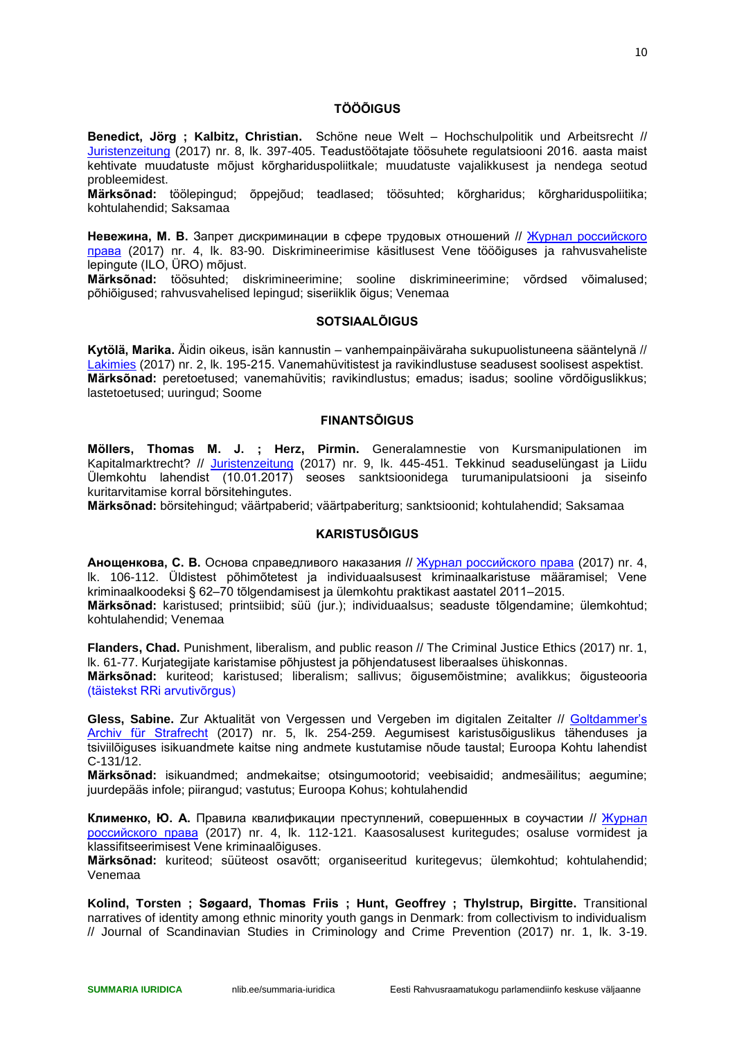## TÖÖÕIGUS

**Benedict, Jörg ; Kalbitz, Christian.** Schöne neue Welt – Hochschulpolitik und Arbeitsrecht // Juristenzeitung (2017) nr. 8, lk. 397-405. Teadustöötajate töösuhete regulatsiooni 2016. aasta maist kehtivate muudatuste mõjust kõrgharidusepoliitikale; muudatuste vajalikkusest ja nendega seotud probleemidest.
**Märksõnad:** töölepingud; õppejõud; teadlased; töösuhted; kõrgharidus; kõrghariduspoliitika; kohtulahendid; Saksamaa

**Невежина, М. В.** Запрет дискриминации в сфере трудовых отношений // Журнал российского права (2017) nr. 4, lk. 83-90. Diskrimineerimise käsitlusest Vene tööõiguses ja rahvusvaheliste lepingute (ILO, ÜRO) mõjust.
**Märksõnad:** töösuhted; diskrimineerimine; sooline diskrimineerimine; võrdsed võimalused; põhiõigused; rahvusvahelised lepingud; siseriiklik õigus; Venemaa

## SOTSIAALÕIGUS

**Kytölä, Marika.** Äidin oikeus, isän kannustin – vanhempainpäiväraha sukupuolistuneena sääntelynä // Lakimies (2017) nr. 2, lk. 195-215. Vanemahüvitistest ja ravikindlustuse seadusest soolisest aspektist.
**Märksõnad:** peretoetused; vanemahüvitis; ravikindlustus; emadus; isadus; sooline võrdõiguslikkus; lastetoetused; uuringud; Soome

## FINANTSÕIGUS

**Möllers, Thomas M. J. ; Herz, Pirmin.** Generalamnestie von Kursmanipulationen im Kapitalmarktrecht? // Juristenzeitung (2017) nr. 9, lk. 445-451. Tekkinud seaduselüngast ja Liidu Ülemkohtu lahendist (10.01.2017) seoses sanktsioonidega turumanipulatsiooni ja siseinfo kuritarvitamise korral börsitehingutes.
**Märksõnad:** börsitehingud; väärtpaberid; väärtpaberiturg; sanktsioonid; kohtulahendid; Saksamaa

## KARISTUSÕIGUS

**Анощенкова, С. В.** Основа справедливого наказания // Журнал российского права (2017) nr. 4, lk. 106-112. Üldistest põhimõtetest ja individuaalsusest kriminaalkaristuse määramisel; Vene kriminaalkoodeksi § 62–70 tõlgendamisest ja ülemkohtu praktikast aastatel 2011–2015.
**Märksõnad:** karistused; printsiibid; süü (jur.); individuaalsus; seaduste tõlgendamine; ülemkohtud; kohtulahendid; Venemaa

**Flanders, Chad.** Punishment, liberalism, and public reason // The Criminal Justice Ethics (2017) nr. 1, lk. 61-77. Kurjategijate karistamise põhjustest ja põhjendatusest liberaalses ühiskonnas.
**Märksõnad:** kuriteod; karistused; liberalism; sallivus; õigusemõistmine; avalikkus; õigusteooria
(täistekst RRi arvutivõrgus)

**Gless, Sabine.** Zur Aktualität von Vergessen und Vergeben im digitalen Zeitalter // Goltdammer's Archiv für Strafrecht (2017) nr. 5, lk. 254-259. Aegumisest karistusõiguslikus tähenduses ja tsiviilõiguses isikuandmete kaitse ning andmete kustutamise nõude taustal; Euroopa Kohtu lahendist C-131/12.
**Märksõnad:** isikuandmed; andmekaitse; otsingumootorid; veebisaidid; andmesäilitus; aegumine; juurdepääs infole; piirangud; vastutus; Euroopa Kohus; kohtulahendid

**Клименко, Ю. А.** Правила квалификации преступлений, совершенных в соучастии // Журнал российского права (2017) nr. 4, lk. 112-121. Kaasosalusest kuritegudes; osaluse vormidest ja klassifitseerimisest Vene kriminaalõiguses.
**Märksõnad:** kuriteod; süüteost osavõtt; organiseeritud kuritegevus; ülemkohtud; kohtulahendid; Venemaa

**Kolind, Torsten ; Søgaard, Thomas Friis ; Hunt, Geoffrey ; Thylstrup, Birgitte.** Transitional narratives of identity among ethnic minority youth gangs in Denmark: from collectivism to individualism // Journal of Scandinavian Studies in Criminology and Crime Prevention (2017) nr. 1, lk. 3-19.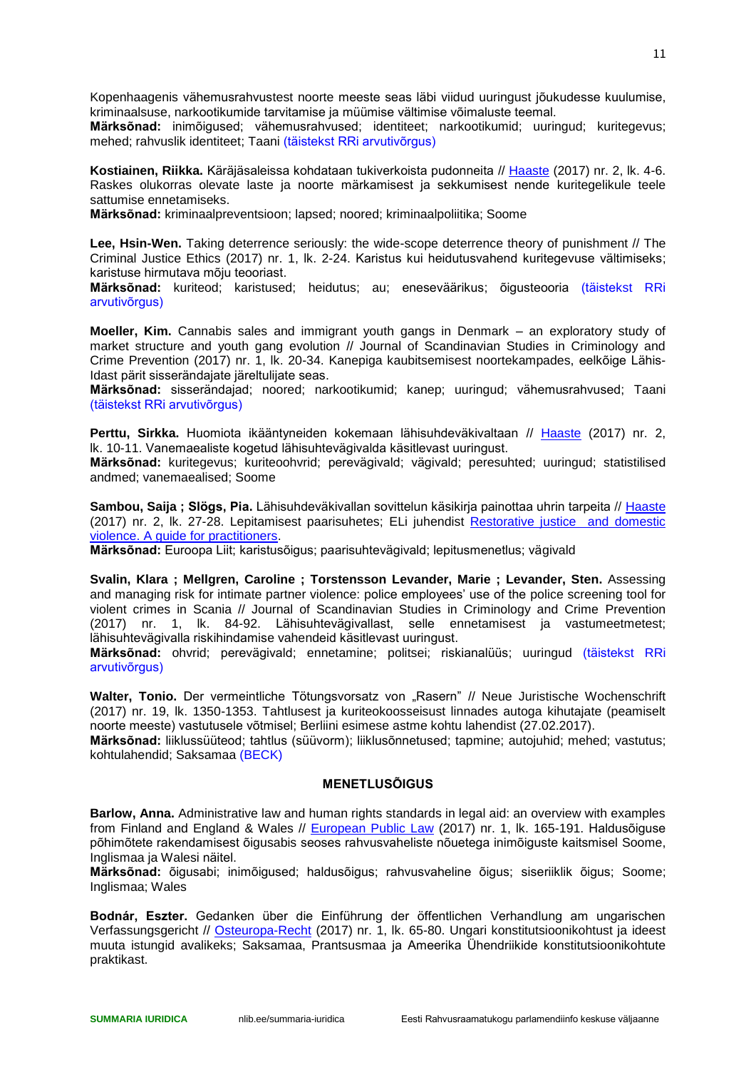Kopenhaagenis vähemusrahvustest noorte meeste seas läbi viidud uuringust jõukudesse kuulumise, kriminaalsuse, narkootikumide tarvitamise ja müümise vältimise võimaluste teemal.
**Märksõnad:** inimõigused; vähemusrahvused; identiteet; narkootikumid; uuringud; kuritegevus; mehed; rahvuslik identiteet; Taani (täistekst RRi arvutivõrgus)

**Kostiainen, Riikka.** Käräjäsaleissa kohdataan tukiverkoista pudonneita // Haaste (2017) nr. 2, lk. 4-6. Raskes olukorras olevate laste ja noorte märkamisest ja sekkumisest nende kuritegelikule teele sattumise ennetamiseks.
**Märksõnad:** kriminaalpreventsioon; lapsed; noored; kriminaalpoliitika; Soome

**Lee, Hsin-Wen.** Taking deterrence seriously: the wide-scope deterrence theory of punishment // The Criminal Justice Ethics (2017) nr. 1, lk. 2-24. Karistus kui heidutusvahend kuritegevuse vältimiseks; karistuse hirmutava mõju teooriast.
**Märksõnad:** kuriteod; karistused; heidutus; au; eneseväärikus; õigusteooria (täistekst RRi arvutivõrgus)

**Moeller, Kim.** Cannabis sales and immigrant youth gangs in Denmark – an exploratory study of market structure and youth gang evolution // Journal of Scandinavian Studies in Criminology and Crime Prevention (2017) nr. 1, lk. 20-34. Kanepiga kaubitsemisest noortekampades, eelkõige Lähis-Idast pärit sisserändajate järeltulijate seas.
**Märksõnad:** sisserändajad; noored; narkootikumid; kanep; uuringud; vähemusrahvused; Taani (täistekst RRi arvutivõrgus)

**Perttu, Sirkka.** Huomiota ikääntyneiden kokemaan lähisuhdeväkivaltaan // Haaste (2017) nr. 2, lk. 10-11. Vanemaealiste kogetud lähisuhtevägivalda käsitlevast uuringust.
**Märksõnad:** kuritegevus; kuriteoohvrid; perevägivald; vägivald; peresuhted; uuringud; statistilised andmed; vanemaealised; Soome

**Sambou, Saija ; Slögs, Pia.** Lähisuhdeväkivallan sovittelun käsikirja painottaa uhrin tarpeita // Haaste (2017) nr. 2, lk. 27-28. Lepitamisest paarisuhetes; ELi juhendist Restorative justice and domestic violence. A guide for practitioners.
**Märksõnad:** Euroopa Liit; karistusõigus; paarisuhtevägivald; lepitusmenetlus; vägivald

**Svalin, Klara ; Mellgren, Caroline ; Torstensson Levander, Marie ; Levander, Sten.** Assessing and managing risk for intimate partner violence: police employees' use of the police screening tool for violent crimes in Scania // Journal of Scandinavian Studies in Criminology and Crime Prevention (2017) nr. 1, lk. 84-92. Lähisuhtevägivallast, selle ennetamisest ja vastumeetmetest; lähisuhtevägivalla riskihindamise vahendeid käsitlevast uuringust.
**Märksõnad:** ohvrid; perevägivald; ennetamine; politsei; riskianalüüs; uuringud (täistekst RRi arvutivõrgus)

**Walter, Tonio.** Der vermeintliche Tötungsvorsatz von „Rasern" // Neue Juristische Wochenschrift (2017) nr. 19, lk. 1350-1353. Tahtlusest ja kuriteokoosseisust linnades autoga kihutajate (peamiselt noorte meeste) vastutusele võtmisel; Berliini esimese astme kohtu lahendist (27.02.2017).
**Märksõnad:** liiklussüüteod; tahtlus (süüvorm); liiklusõnnetused; tapmine; autojuhid; mehed; vastutus; kohtulahendid; Saksamaa (BECK)

## MENETLUSÕIGUS

**Barlow, Anna.** Administrative law and human rights standards in legal aid: an overview with examples from Finland and England & Wales // European Public Law (2017) nr. 1, lk. 165-191. Haldusõiguse põhimõtete rakendamisest õigusabis seoses rahvusvaheliste nõuetega inimõiguste kaitsmisel Soome, Inglismaa ja Walesi näitel.
**Märksõnad:** õigusabi; inimõigused; haldusõigus; rahvusvaheline õigus; siseriiklik õigus; Soome; Inglismaa; Wales

**Bodnár, Eszter.** Gedanken über die Einführung der öffentlichen Verhandlung am ungarischen Verfassungsgericht // Osteuropa-Recht (2017) nr. 1, lk. 65-80. Ungari konstitutsioonikohtust ja ideest muuta istungid avalikeks; Saksamaa, Prantsusmaa ja Ameerika Ühendriikide konstitutsioonikohtute praktikast.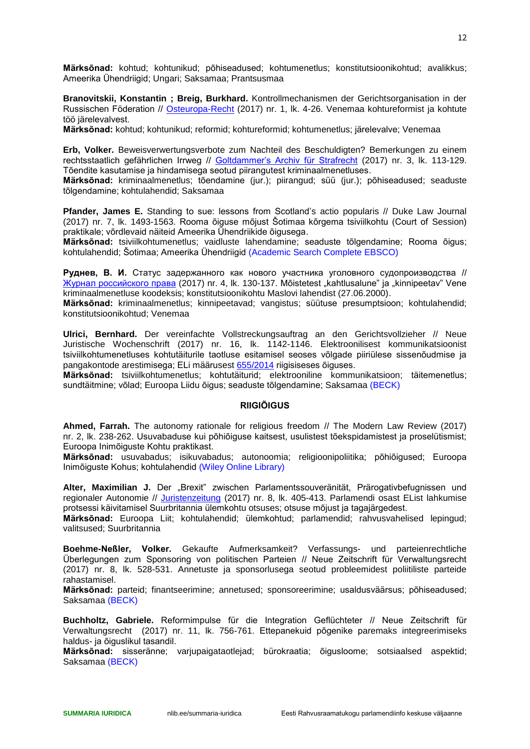**Märksõnad:** kohtud; kohtunikud; põhiseadused; kohtumenetlus; konstitutsioonikohtud; avalikkus; Ameerika Ühendriigid; Ungari; Saksamaa; Prantsusmaa

**Branovitskii, Konstantin ; Breig, Burkhard.** Kontrollmechanismen der Gerichtsorganisation in der Russischen Föderation // Osteuropa-Recht (2017) nr. 1, lk. 4-26. Venemaa kohtureformist ja kohtute töö järelevalvest.
**Märksõnad:** kohtud; kohtunikud; reformid; kohtureformid; kohtumenetlus; järelevalve; Venemaa

**Erb, Volker.** Beweisverwertungsverbote zum Nachteil des Beschuldigten? Bemerkungen zu einem rechtsstaatlich gefährlichen Irrweg // Goltdammer's Archiv für Strafrecht (2017) nr. 3, lk. 113-129. Tõendite kasutamise ja hindamisega seotud piirangutest kriminaalmenetluses.
**Märksõnad:** kriminaalmenetlus; tõendamine (jur.); piirangud; süü (jur.); põhiseadused; seaduste tõlgendamine; kohtulahendid; Saksamaa

**Pfander, James E.** Standing to sue: lessons from Scotland's actio popularis // Duke Law Journal (2017) nr. 7, lk. 1493-1563. Rooma õiguse mõjust Šotimaa kõrgema tsiviilkohtu (Court of Session) praktikale; võrdlevaid näiteid Ameerika Ühendriikide õigusega.
**Märksõnad:** tsiviilkohtumenetlus; vaidluste lahendamine; seaduste tõlgendamine; Rooma õigus; kohtulahendid; Šotimaa; Ameerika Ühendriigid (Academic Search Complete EBSCO)

**Руднев, В. И.** Статус задержанного как нового участника уголовного судопроизводства // Журнал российского права (2017) nr. 4, lk. 130-137. Mõistetest „kahtlusalune" ja „kinnipeetav" Vene kriminaalmenetluse koodeksis; konstitutsioonikohtu Maslovi lahendist (27.06.2000).
**Märksõnad:** kriminaalmenetlus; kinnipeetavad; vangistus; süütuse presumptsioon; kohtulahendid; konstitutsioonikohtud; Venemaa

**Ulrici, Bernhard.** Der vereinfachte Vollstreckungsauftrag an den Gerichtsvollzieher // Neue Juristische Wochenschrift (2017) nr. 16, lk. 1142-1146. Elektroonilisest kommunikatsioonist tsiviilkohtumenetluses kohtutäiturile taotluse esitamisel seoses võlgade piiriülese sissenõudmise ja pangakontode arestimisega; ELi määrusest 655/2014 riigisiseses õiguses.
**Märksõnad:** tsiviilkohtumenetlus; kohtutäiturid; elektrooniline kommunikatsioon; täitemenetlus; sundtäitmine; võlad; Euroopa Liidu õigus; seaduste tõlgendamine; Saksamaa (BECK)

## RIIGIÕIGUS

**Ahmed, Farrah.** The autonomy rationale for religious freedom // The Modern Law Review (2017) nr. 2, lk. 238-262. Usuvabaduse kui põhiõiguse kaitsest, usulistest tõekspidamistest ja proselütismist; Euroopa Inimõiguste Kohtu praktikast.
**Märksõnad:** usuvabadus; isikuvabadus; autonoomia; religioonipoliitika; põhiõigused; Euroopa Inimõiguste Kohus; kohtulahendid (Wiley Online Library)

**Alter, Maximilian J.** Der „Brexit" zwischen Parlamentssouveränität, Prärogativbefugnissen und regionaler Autonomie // Juristenzeitung (2017) nr. 8, lk. 405-413. Parlamendi osast EList lahkumise protsessi käivitamisel Suurbritannia ülemkohtu otsuses; otsuse mõjust ja tagajärgedest.
**Märksõnad:** Euroopa Liit; kohtulahendid; ülemkohtud; parlamendid; rahvusvahelised lepingud; valitsused; Suurbritannia

**Boehme-Neßler, Volker.** Gekaufte Aufmerksamkeit? Verfassungs- und parteienrechtliche Überlegungen zum Sponsoring von politischen Parteien // Neue Zeitschrift für Verwaltungsrecht (2017) nr. 8, lk. 528-531. Annetuste ja sponsorlusega seotud probleemidest poliitiliste parteide rahastamisel.
**Märksõnad:** parteid; finantseerimine; annetused; sponsoreerimine; usaldusväärsus; põhiseadused; Saksamaa (BECK)

**Buchholtz, Gabriele.** Reformimpulse für die Integration Geflüchteter // Neue Zeitschrift für Verwaltungsrecht (2017) nr. 11, lk. 756-761. Ettepanekuid põgenike paremaks integreerimiseks haldus- ja õiguslikul tasandil.
**Märksõnad:** sisseränne; varjupaigataotlejad; bürokraatia; õigusloome; sotsiaalsed aspektid; Saksamaa (BECK)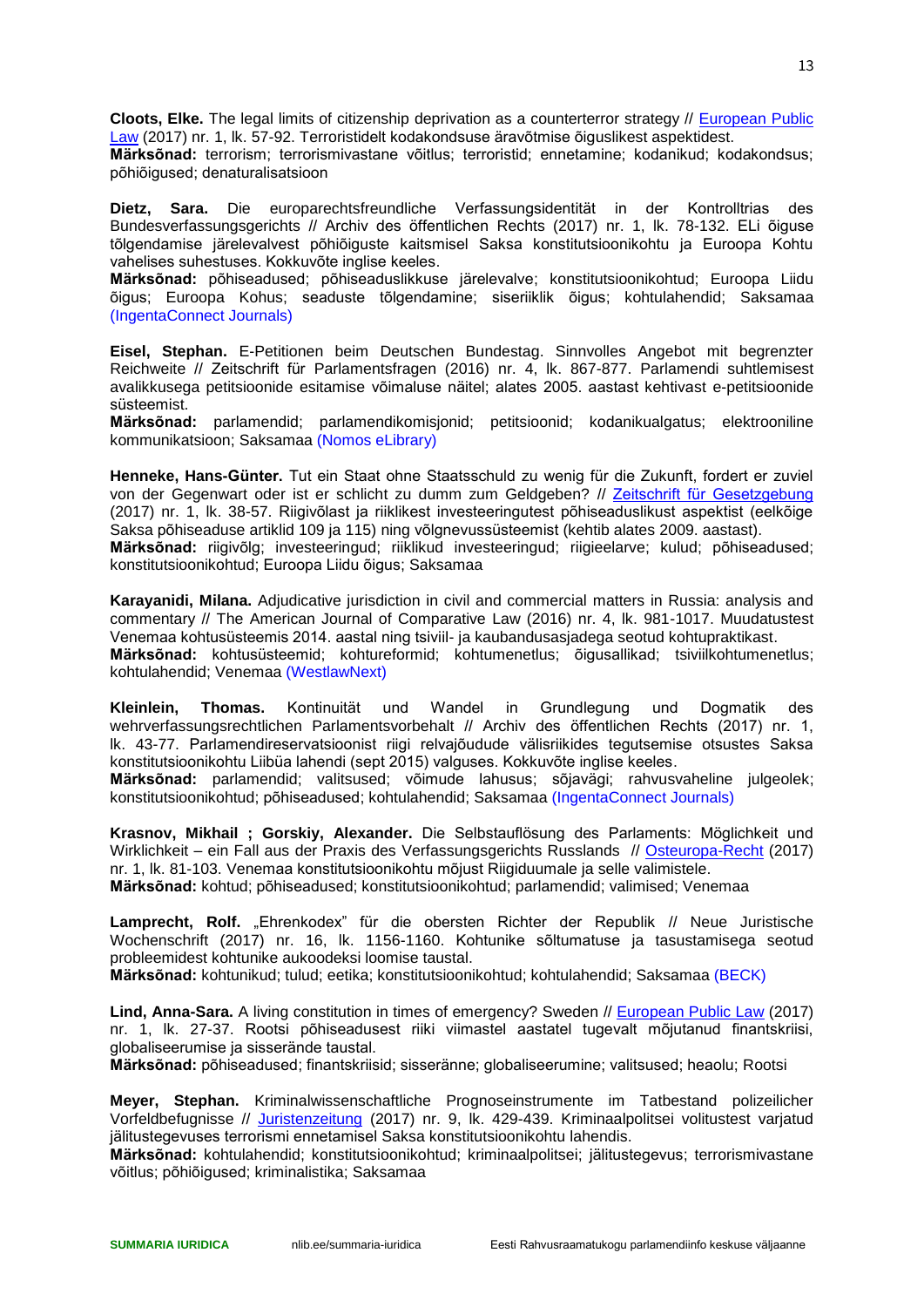**Cloots, Elke.** The legal limits of citizenship deprivation as a counterterror strategy // European Public Law (2017) nr. 1, lk. 57-92. Terroristidelt kodakondsuse äravõtmise õiguslikest aspektidest.
**Märksõnad:** terrorism; terrorismivastane võitlus; terroristid; ennetamine; kodanikud; kodakondsus; põhiõigused; denaturalisatsioon

**Dietz, Sara.** Die europarechtsfreundliche Verfassungsidentität in der Kontrolltrias des Bundesverfassungsgerichts // Archiv des öffentlichen Rechts (2017) nr. 1, lk. 78-132. ELi õiguse tõlgendamise järelevalvest põhiõiguste kaitsmisel Saksa konstitutsioonikohtu ja Euroopa Kohtu vahelises suhestuses. Kokkuvõte inglise keeles.
**Märksõnad:** põhiseadused; põhiseaduslikkuse järelevalve; konstitutsioonikohtud; Euroopa Liidu õigus; Euroopa Kohus; seaduste tõlgendamine; siseriiklik õigus; kohtulahendid; Saksamaa (IngentaConnect Journals)

**Eisel, Stephan.** E-Petitionen beim Deutschen Bundestag. Sinnvolles Angebot mit begrenzter Reichweite // Zeitschrift für Parlamentsfragen (2016) nr. 4, lk. 867-877. Parlamendi suhtlemisest avalikkusega petitsioonide esitamise võimaluse näitel; alates 2005. aastast kehtivast e-petitsioonide süsteemist.
**Märksõnad:** parlamendid; parlamendikomisjonid; petitsioonid; kodanikualgatus; elektrooniline kommunikatsioon; Saksamaa (Nomos eLibrary)

**Henneke, Hans-Günter.** Tut ein Staat ohne Staatsschuld zu wenig für die Zukunft, fordert er zuviel von der Gegenwart oder ist er schlicht zu dumm zum Geldgeben? // Zeitschrift für Gesetzgebung (2017) nr. 1, lk. 38-57. Riigivõlast ja riiklikest investeeringutest põhiseaduslikust aspektist (eelkõige Saksa põhiseaduse artiklid 109 ja 115) ning võlgnevussüsteemist (kehtib alates 2009. aastast).
**Märksõnad:** riigivõlg; investeeringud; riiklikud investeeringud; riigieelarve; kulud; põhiseadused; konstitutsioonikohtud; Euroopa Liidu õigus; Saksamaa

**Karayanidi, Milana.** Adjudicative jurisdiction in civil and commercial matters in Russia: analysis and commentary // The American Journal of Comparative Law (2016) nr. 4, lk. 981-1017. Muudatustest Venemaa kohtusüsteemis 2014. aastal ning tsiviil- ja kaubandusasjadega seotud kohtupraktikast.
**Märksõnad:** kohtusüsteemid; kohtureformid; kohtumenetlus; õigusallikad; tsiviilkohtumenetlus; kohtulahendid; Venemaa (WestlawNext)

**Kleinlein, Thomas.** Kontinuität und Wandel in Grundlegung und Dogmatik des wehrverfassungsrechtlichen Parlamentsvorbehalt // Archiv des öffentlichen Rechts (2017) nr. 1, lk. 43-77. Parlamendireservatsioonist riigi relvajõudude välisriikides tegutsemise otsustes Saksa konstitutsioonikohtu Liibüa lahendi (sept 2015) valguses. Kokkuvõte inglise keeles.
**Märksõnad:** parlamendid; valitsused; võimude lahusus; sõjavägi; rahvusvaheline julgeolek; konstitutsioonikohtud; põhiseadused; kohtulahendid; Saksamaa (IngentaConnect Journals)

**Krasnov, Mikhail ; Gorskiy, Alexander.** Die Selbstauflösung des Parlaments: Möglichkeit und Wirklichkeit – ein Fall aus der Praxis des Verfassungsgerichts Russlands // Osteuropa-Recht (2017) nr. 1, lk. 81-103. Venemaa konstitutsioonikohtu mõjust Riigiduumale ja selle valimistele.
**Märksõnad:** kohtud; põhiseadused; konstitutsioonikohtud; parlamendid; valimised; Venemaa

**Lamprecht, Rolf.** „Ehrenkodex" für die obersten Richter der Republik // Neue Juristische Wochenschrift (2017) nr. 16, lk. 1156-1160. Kohtunike sõltumatuse ja tasustamisega seotud probleemidest kohtunike aukoodeksi loomise taustal.
**Märksõnad:** kohtunikud; tulud; eetika; konstitutsioonikohtud; kohtulahendid; Saksamaa (BECK)

**Lind, Anna-Sara.** A living constitution in times of emergency? Sweden // European Public Law (2017) nr. 1, lk. 27-37. Rootsi põhiseadusest riiki viimastel aastatel tugevalt mõjutanud finantskriisi, globaliseerumise ja sisserände taustal.
**Märksõnad:** põhiseadused; finantskriisid; sisseränne; globaliseerumine; valitsused; heaolu; Rootsi

**Meyer, Stephan.** Kriminalwissenschaftliche Prognoseinstrumente im Tatbestand polizeilicher Vorfeldbefugnisse // Juristenzeitung (2017) nr. 9, lk. 429-439. Kriminaalpolitsei volitustest varjatud jälitustegevuses terrorismi ennetamisel Saksa konstitutsioonikohtu lahendis.
**Märksõnad:** kohtulahendid; konstitutsioonikohtud; kriminaalpolitsei; jälitustegevus; terrorismivastane võitlus; põhiõigused; kriminalistika; Saksamaa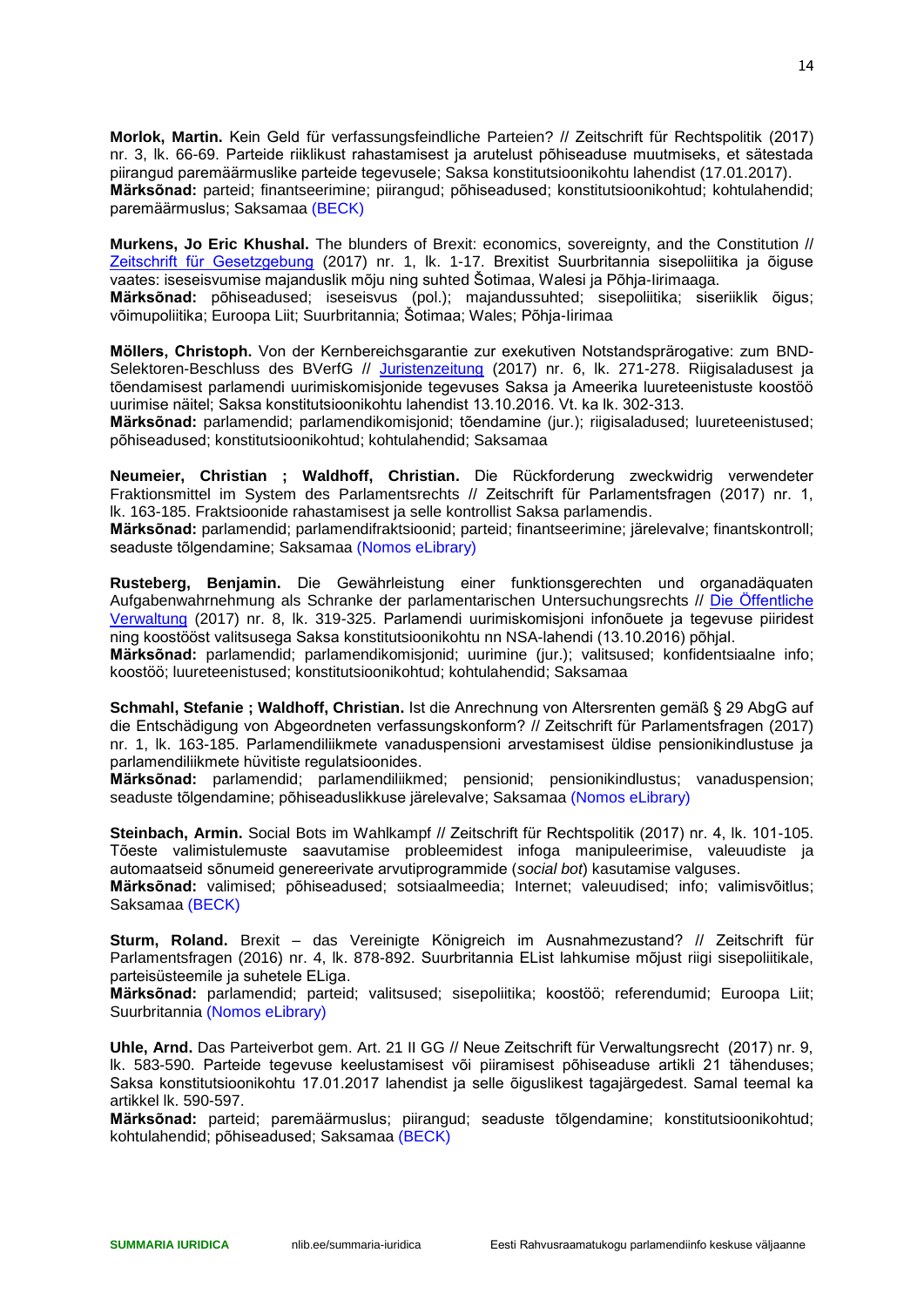**Morlok, Martin.** Kein Geld für verfassungsfeindliche Parteien? // Zeitschrift für Rechtspolitik (2017) nr. 3, lk. 66-69. Parteide riiklikust rahastamisest ja arutelust põhiseaduse muutmiseks, et sätestada piirangud paremäärmuslike parteide tegevusele; Saksa konstitutsioonikohtu lahendist (17.01.2017).
**Märksõnad:** parteid; finantseerimine; piirangud; põhiseadused; konstitutsioonikohtud; kohtulahendid; paremäärmuslus; Saksamaa (BECK)

**Murkens, Jo Eric Khushal.** The blunders of Brexit: economics, sovereignty, and the Constitution // Zeitschrift für Gesetzgebung (2017) nr. 1, lk. 1-17. Brexitist Suurbritannia sisepoliitika ja õiguse vaates: iseseisvumise majanduslik mõju ning suhted Šotimaa, Walesi ja Põhja-Iirimaaga.
**Märksõnad:** põhiseadused; iseseisvus (pol.); majandussuhted; sisepoliitika; siseriiklik õigus; võimupoliitika; Euroopa Liit; Suurbritannia; Šotimaa; Wales; Põhja-Iirimaa

**Möllers, Christoph.** Von der Kernbereichsgarantie zur exekutiven Notstandsprärogative: zum BND-Selektoren-Beschluss des BVerfG // Juristenzeitung (2017) nr. 6, lk. 271-278. Riigisaladusest ja tõendamisest parlamendi uurimiskomisjonide tegevuses Saksa ja Ameerika luureteenistuste koostöö uurimise näitel; Saksa konstitutsioonikohtu lahendist 13.10.2016. Vt. ka lk. 302-313.
**Märksõnad:** parlamendid; parlamendikomisjonid; tõendamine (jur.); riigisaladused; luureteenistused; põhiseadused; konstitutsioonikohtud; kohtulahendid; Saksamaa

**Neumeier, Christian ; Waldhoff, Christian.** Die Rückforderung zweckwidrig verwendeter Fraktionsmittel im System des Parlamentsrechts // Zeitschrift für Parlamentsfragen (2017) nr. 1, lk. 163-185. Fraktsioonide rahastamisest ja selle kontrollist Saksa parlamendis.
**Märksõnad:** parlamendid; parlamendifraktsioonid; parteid; finantseerimine; järelevalve; finantskontroll; seaduste tõlgendamine; Saksamaa (Nomos eLibrary)

**Rusteberg, Benjamin.** Die Gewährleistung einer funktionsgerechten und organadäquaten Aufgabenwahrnehmung als Schranke der parlamentarischen Untersuchungsrechts // Die Öffentliche Verwaltung (2017) nr. 8, lk. 319-325. Parlamendi uurimiskomisjoni infonõuete ja tegevuse piiridest ning koostööst valitsusega Saksa konstitutsioonikohtu nn NSA-lahendi (13.10.2016) põhjal.
**Märksõnad:** parlamendid; parlamendikomisjonid; uurimine (jur.); valitsused; konfidentsiaalne info; koostöö; luureteenistused; konstitutsioonikohtud; kohtulahendid; Saksamaa

**Schmahl, Stefanie ; Waldhoff, Christian.** Ist die Anrechnung von Altersrenten gemäß § 29 AbgG auf die Entschädigung von Abgeordneten verfassungskonform? // Zeitschrift für Parlamentsfragen (2017) nr. 1, lk. 163-185. Parlamendiliikmete vanaduspensioni arvestamisest üldise pensionikindlustuse ja parlamendiliikmete hüvitiste regulatsioonides.
**Märksõnad:** parlamendid; parlamendiliikmed; pensionid; pensionikindlustus; vanaduspension; seaduste tõlgendamine; põhiseaduslikkuse järelevalve; Saksamaa (Nomos eLibrary)

**Steinbach, Armin.** Social Bots im Wahlkampf // Zeitschrift für Rechtspolitik (2017) nr. 4, lk. 101-105. Tõeste valimistulemuste saavutamise probleemidest infoga manipuleerimise, valeuudiste ja automaatseid sõnumeid genereerivate arvutiprogrammide (*social bot*) kasutamise valguses.
**Märksõnad:** valimised; põhiseadused; sotsiaalmeedia; Internet; valeuudised; info; valimisvõitlus; Saksamaa (BECK)

**Sturm, Roland.** Brexit – das Vereinigte Königreich im Ausnahmezustand? // Zeitschrift für Parlamentsfragen (2016) nr. 4, lk. 878-892. Suurbritannia EList lahkumise mõjust riigi sisepoliitikale, parteisüsteemile ja suhetele ELiga.
**Märksõnad:** parlamendid; parteid; valitsused; sisepoliitika; koostöö; referendumid; Euroopa Liit; Suurbritannia (Nomos eLibrary)

**Uhle, Arnd.** Das Parteiverbot gem. Art. 21 II GG // Neue Zeitschrift für Verwaltungsrecht (2017) nr. 9, lk. 583-590. Parteide tegevuse keelustamisest või piiramisest põhiseaduse artikli 21 tähenduses; Saksa konstitutsioonikohtu 17.01.2017 lahendist ja selle õiguslikest tagajärgedest. Samal teemal ka artikkel lk. 590-597.
**Märksõnad:** parteid; paremäärmuslus; piirangud; seaduste tõlgendamine; konstitutsioonikohtud; kohtulahendid; põhiseadused; Saksamaa (BECK)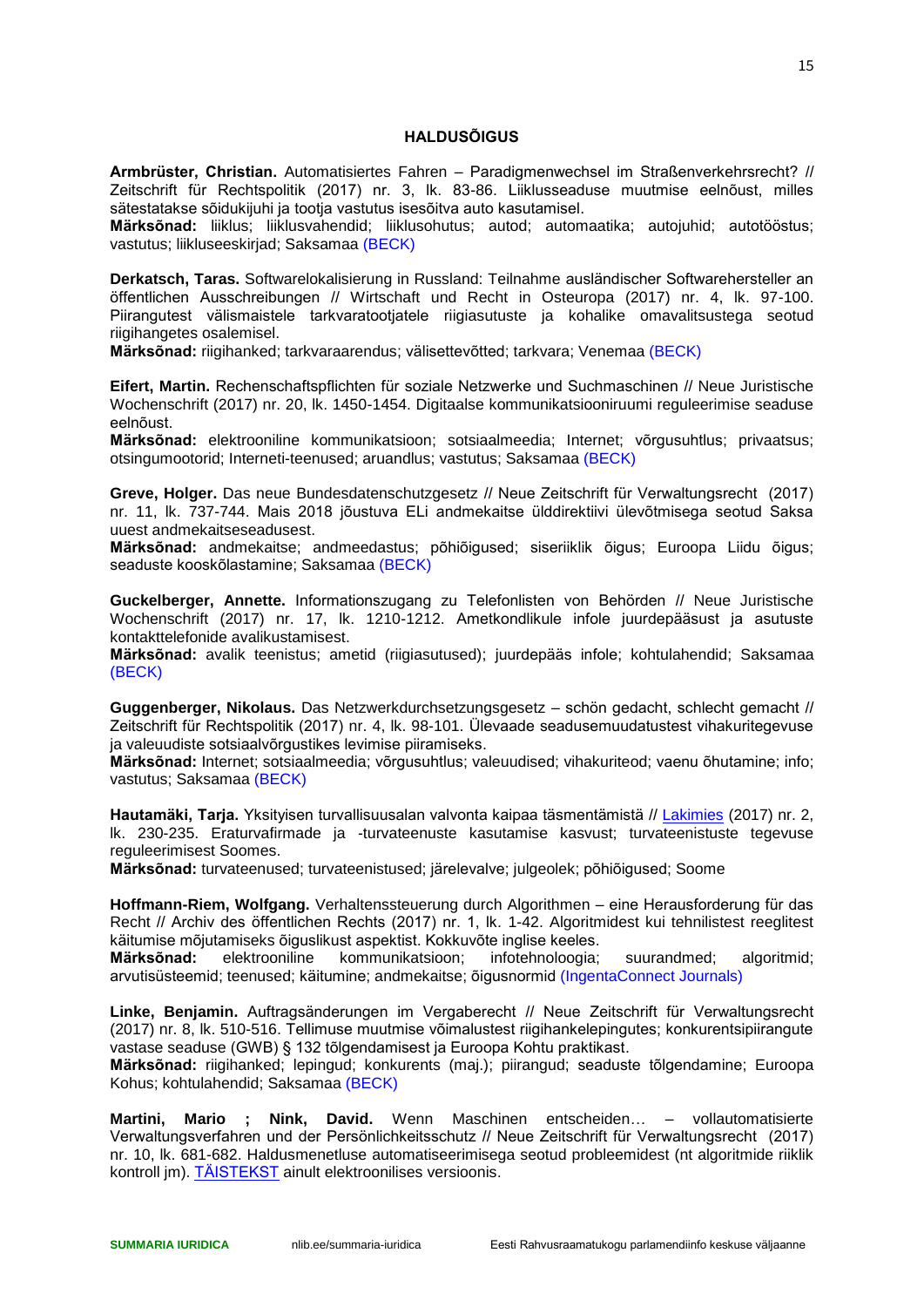## HALDUSÕIGUS

**Armbrüster, Christian.** Automatisiertes Fahren – Paradigmenwechsel im Straßenverkehrsrecht? // Zeitschrift für Rechtspolitik (2017) nr. 3, lk. 83-86. Liiklusseaduse muutmise eelnõust, milles sätestatakse sõidukijuhi ja tootja vastutus isesõitva auto kasutamisel.
**Märksõnad:** liiklus; liiklusvahendid; liiklusohutus; autod; automaatika; autojuhid; autotööstus; vastutus; liikluseeskirjad; Saksamaa (BECK)

**Derkatsch, Taras.** Softwarelokalisierung in Russland: Teilnahme ausländischer Softwarehersteller an öffentlichen Ausschreibungen // Wirtschaft und Recht in Osteuropa (2017) nr. 4, lk. 97-100. Piirangutest välismaistele tarkvaratootjatele riigiasutuste ja kohalike omavalitsustega seotud riigihangetes osalemisel.
**Märksõnad:** riigihanked; tarkvaraarendus; välisettevõtted; tarkvara; Venemaa (BECK)

**Eifert, Martin.** Rechenschaftspflichten für soziale Netzwerke und Suchmaschinen // Neue Juristische Wochenschrift (2017) nr. 20, lk. 1450-1454. Digitaalse kommunikatsiooniruumi reguleerimise seaduse eelnõust.
**Märksõnad:** elektrooniline kommunikatsioon; sotsiaalmeedia; Internet; võrgusuhtlus; privaatsus; otsingumootorid; Interneti-teenused; aruandlus; vastutus; Saksamaa (BECK)

**Greve, Holger.** Das neue Bundesdatenschutzgesetz // Neue Zeitschrift für Verwaltungsrecht (2017) nr. 11, lk. 737-744. Mais 2018 jõustuva ELi andmekaitse ülddirektiivi ülevõtmisega seotud Saksa uuest andmekaitseseadusest.
**Märksõnad:** andmekaitse; andmeedastus; põhiõigused; siseriiklik õigus; Euroopa Liidu õigus; seaduste kooskõlastamine; Saksamaa (BECK)

**Guckelberger, Annette.** Informationszugang zu Telefonlisten von Behörden // Neue Juristische Wochenschrift (2017) nr. 17, lk. 1210-1212. Ametkondlikule infole juurdepääsust ja asutuste kontakttelefonide avalikustamisest.
**Märksõnad:** avalik teenistus; ametid (riigiasutused); juurdepääs infole; kohtulahendid; Saksamaa (BECK)

**Guggenberger, Nikolaus.** Das Netzwerkdurchsetzungsgesetz – schön gedacht, schlecht gemacht // Zeitschrift für Rechtspolitik (2017) nr. 4, lk. 98-101. Ülevaade seadusemuudatustest vihakuritegevuse ja valeuudiste sotsiaalvõrgustikes levimise piiramiseks.
**Märksõnad:** Internet; sotsiaalmeedia; võrgusuhtlus; valeuudised; vihakuriteod; vaenu õhutamine; info; vastutus; Saksamaa (BECK)

**Hautamäki, Tarja.** Yksityisen turvallisuusalan valvonta kaipaa täsmentämistä // Lakimies (2017) nr. 2, lk. 230-235. Eraturvafirmade ja -turvateenuste kasutamise kasvust; turvateenistuste tegevuse reguleerimisest Soomes.
**Märksõnad:** turvateenused; turvateenistused; järelevalve; julgeolek; põhiõigused; Soome

**Hoffmann-Riem, Wolfgang.** Verhaltenssteuerung durch Algorithmen – eine Herausforderung für das Recht // Archiv des öffentlichen Rechts (2017) nr. 1, lk. 1-42. Algoritmidest kui tehnilistest reeglitest käitumise mõjutamiseks õiguslikust aspektist. Kokkuvõte inglise keeles.
**Märksõnad:** elektrooniline kommunikatsioon; infotehnoloogia; suurandmed; algoritmid; arvutisüsteemid; teenused; käitumine; andmekaitse; õigusnormid (IngentaConnect Journals)

**Linke, Benjamin.** Auftragsänderungen im Vergaberecht // Neue Zeitschrift für Verwaltungsrecht (2017) nr. 8, lk. 510-516. Tellimuse muutmise võimalustest riigihankelepingutes; konkurentsipiirangute vastase seaduse (GWB) § 132 tõlgendamisest ja Euroopa Kohtu praktikast.
**Märksõnad:** riigihanked; lepingud; konkurents (maj.); piirangud; seaduste tõlgendamine; Euroopa Kohus; kohtulahendid; Saksamaa (BECK)

**Martini, Mario ; Nink, David.** Wenn Maschinen entscheiden… – vollautomatisierte Verwaltungsverfahren und der Persönlichkeitsschutz // Neue Zeitschrift für Verwaltungsrecht (2017) nr. 10, lk. 681-682. Haldusmenetluse automatiseerimisega seotud probleemidest (nt algoritmide riiklik kontroll jm). TÄISTEKST ainult elektroonilises versioonis.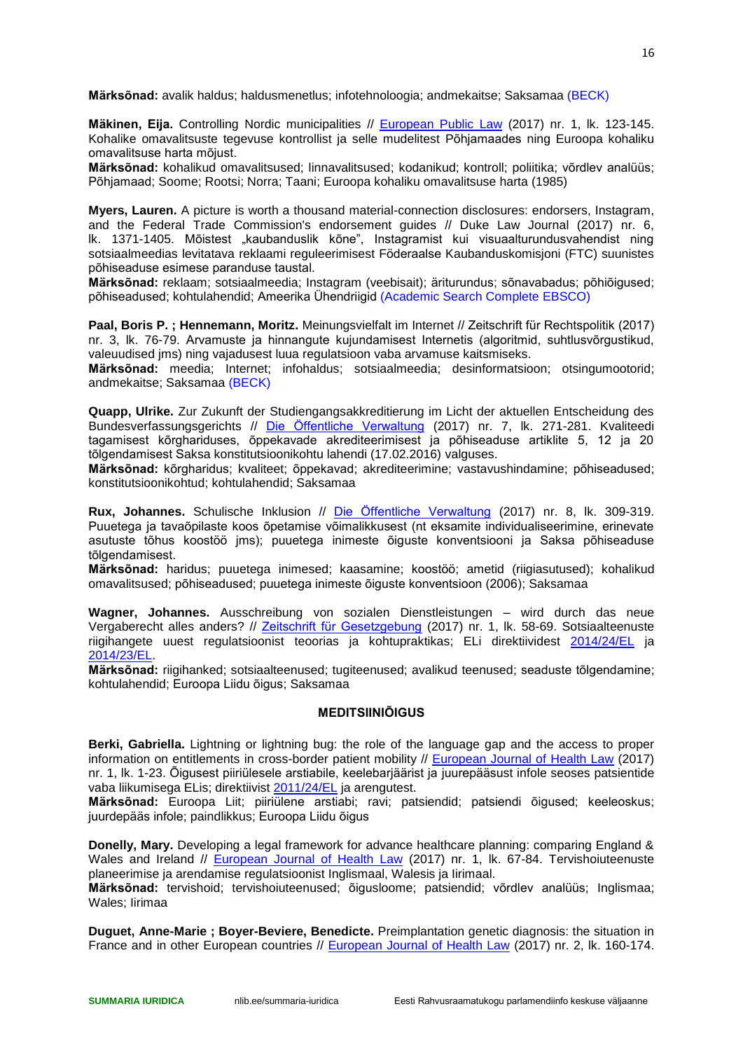**Märksõnad:** avalik haldus; haldusmenetlus; infotehnoloogia; andmekaitse; Saksamaa (BECK)

**Mäkinen, Eija.** Controlling Nordic municipalities // European Public Law (2017) nr. 1, lk. 123-145. Kohalike omavalitsuste tegevuse kontrollist ja selle mudelitest Põhjamaades ning Euroopa kohaliku omavalitsuse harta mõjust.
**Märksõnad:** kohalikud omavalitsused; linnavalitsused; kodanikud; kontroll; poliitika; võrdlev analüüs; Põhjamaad; Soome; Rootsi; Norra; Taani; Euroopa kohaliku omavalitsuse harta (1985)

**Myers, Lauren.** A picture is worth a thousand material-connection disclosures: endorsers, Instagram, and the Federal Trade Commission's endorsement guides // Duke Law Journal (2017) nr. 6, lk. 1371-1405. Mõistest „kaubanduslik kõne", Instagramist kui visuaalturundusvahendist ning sotsiaalmeedias levitatava reklaami reguleerimisest Föderaalse Kaubanduskomisjoni (FTC) suuniste põhiseaduse esimese paranduse taustal.
**Märksõnad:** reklaam; sotsiaalmeedia; Instagram (veebisait); äriturundus; sõnavabadus; põhiõigused; põhiseadused; kohtulahendid; Ameerika Ühendriigid (Academic Search Complete EBSCO)

**Paal, Boris P. ; Hennemann, Moritz.** Meinungsvielfalt im Internet // Zeitschrift für Rechtspolitik (2017) nr. 3, lk. 76-79. Arvamuste ja hinnangute kujundamisest Internetis (algoritmid, suhtlusvõrgustikud, valeuudised jms) ning vajadusest luua regulatsioon vaba arvamuse kaitsmiseks.
**Märksõnad:** meedia; Internet; infohaldus; sotsiaalmeedia; desinformatsioon; otsingumootorid; andmekaitse; Saksamaa (BECK)

**Quapp, Ulrike.** Zur Zukunft der Studiengangsakkreditierung im Licht der aktuellen Entscheidung des Bundesverfassungsgerichts // Die Öffentliche Verwaltung (2017) nr. 7, lk. 271-281. Kvaliteedi tagamisest kõrghariduses, õppekavade akrediteerimisest ja põhiseaduse artiklite 5, 12 ja 20 tõlgendamisest Saksa konstitutsioonikohtu lahendi (17.02.2016) valguses.
**Märksõnad:** kõrgharidus; kvaliteet; õppekavad; akrediteerimine; vastavushindamine; põhiseadused; konstitutsioonikohtud; kohtulahendid; Saksamaa

**Rux, Johannes.** Schulische Inklusion // Die Öffentliche Verwaltung (2017) nr. 8, lk. 309-319. Puuetega ja tavaõpilaste koos õpetamise võimalikkusest (nt eksamite individualiseerimine, erinevate asutuste tõhus koostöö jms); puuetega inimeste õiguste konventsiooni ja Saksa põhiseaduse tõlgendamisest.
**Märksõnad:** haridus; puuetega inimesed; kaasamine; koostöö; ametid (riigiasutused); kohalikud omavalitsused; põhiseadused; puuetega inimeste õiguste konventsioon (2006); Saksamaa

**Wagner, Johannes.** Ausschreibung von sozialen Dienstleistungen – wird durch das neue Vergaberecht alles anders? // Zeitschrift für Gesetzgebung (2017) nr. 1, lk. 58-69. Sotsiaalteenuste riigihangete uuest regulatsioonist teoorias ja kohtupraktikas; ELi direktiividest 2014/24/EL ja 2014/23/EL.
**Märksõnad:** riigihanked; sotsiaalteenused; tugiteenused; avalikud teenused; seaduste tõlgendamine; kohtulahendid; Euroopa Liidu õigus; Saksamaa

## MEDITSIINIÕIGUS

**Berki, Gabriella.** Lightning or lightning bug: the role of the language gap and the access to proper information on entitlements in cross-border patient mobility // European Journal of Health Law (2017) nr. 1, lk. 1-23. Õigusest piiriülesele arstiabile, keelebarjäärist ja juurepääsust infole seoses patsientide vaba liikumisega ELis; direktiivist 2011/24/EL ja arengutest.
**Märksõnad:** Euroopa Liit; piiriülene arstiabi; ravi; patsiendid; patsiendi õigused; keeleoskus; juurdepääs infole; paindlikkus; Euroopa Liidu õigus

**Donelly, Mary.** Developing a legal framework for advance healthcare planning: comparing England & Wales and Ireland // European Journal of Health Law (2017) nr. 1, lk. 67-84. Tervishoiuteenuste planeerimise ja arendamise regulatsioonist Inglismaal, Walesis ja Iirimaal.
**Märksõnad:** tervishoid; tervishoiuteenused; õigusloome; patsiendid; võrdlev analüüs; Inglismaa; Wales; Iirimaa

**Duguet, Anne-Marie ; Boyer-Beviere, Benedicte.** Preimplantation genetic diagnosis: the situation in France and in other European countries // European Journal of Health Law (2017) nr. 2, lk. 160-174.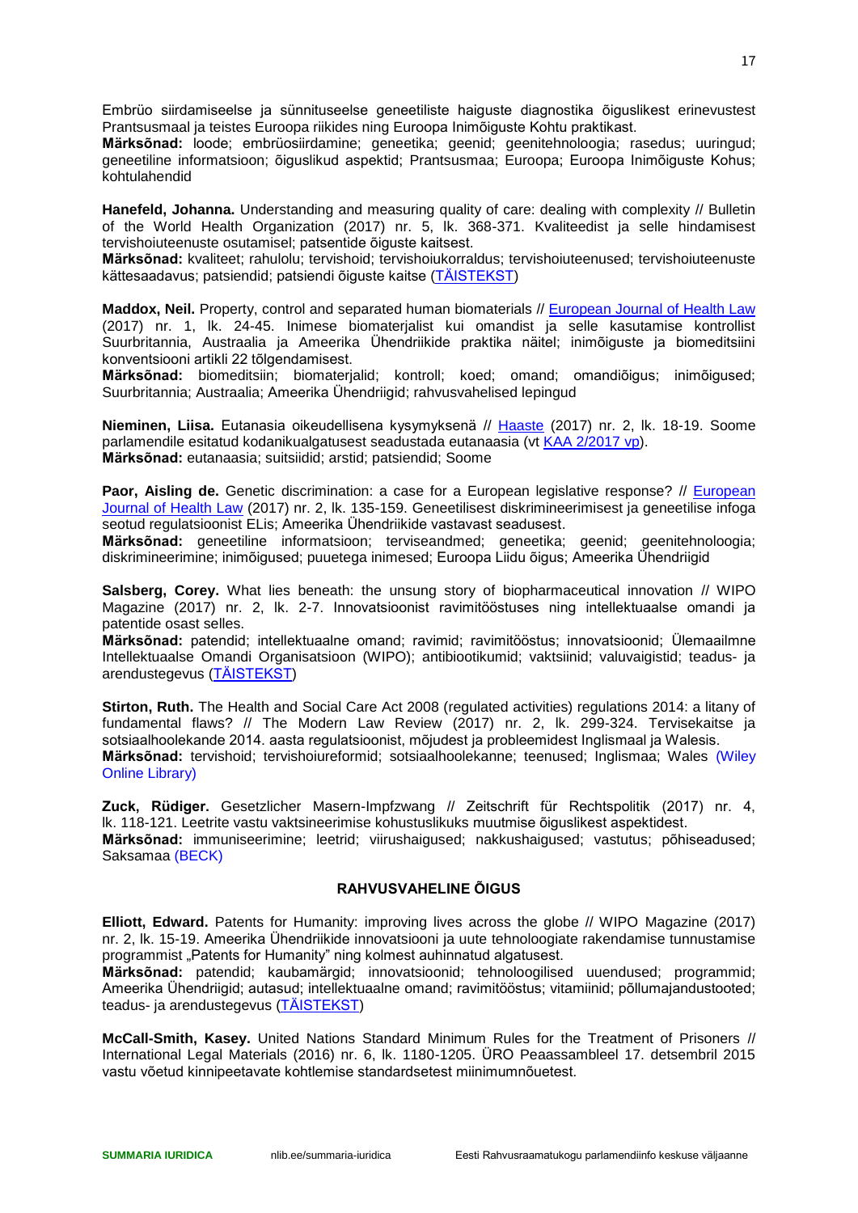Embrüo siirdamiseelse ja sünnituseelse geneetiliste haiguste diagnostika õiguslikest erinevustest Prantsusmaal ja teistes Euroopa riikides ning Euroopa Inimõiguste Kohtu praktikast.
**Märksõnad:** loode; embrüosiirdamine; geneetika; geenid; geenitehnoloogia; rasedus; uuringud; geneetiline informatsioon; õiguslikud aspektid; Prantsusmaa; Euroopa; Euroopa Inimõiguste Kohus; kohtulahendid

**Hanefeld, Johanna.** Understanding and measuring quality of care: dealing with complexity // Bulletin of the World Health Organization (2017) nr. 5, lk. 368-371. Kvaliteedist ja selle hindamisest tervishoiuteenuste osutamisel; patsentide õiguste kaitsest.
**Märksõnad:** kvaliteet; rahulolu; tervishoid; tervishoiukorraldus; tervishoiuteenused; tervishoiuteenuste kättesaadavus; patsiendid; patsiendi õiguste kaitse (TÄISTEKST)

**Maddox, Neil.** Property, control and separated human biomaterials // European Journal of Health Law (2017) nr. 1, lk. 24-45. Inimese biomaterjalist kui omandist ja selle kasutamise kontrollist Suurbritannia, Austraalia ja Ameerika Ühendriikide praktika näitel; inimõiguste ja biomeditsiini konventsiooni artikli 22 tõlgendamisest.
**Märksõnad:** biomeditsiin; biomaterjalid; kontroll; koed; omand; omandiõigus; inimõigused; Suurbritannia; Austraalia; Ameerika Ühendriigid; rahvusvahelised lepingud

**Nieminen, Liisa.** Eutanasia oikeudellisena kysymyksenä // Haaste (2017) nr. 2, lk. 18-19. Soome parlamendile esitatud kodanikualgatusest seadustada eutanaasia (vt KAA 2/2017 vp).
**Märksõnad:** eutanaasia; suitsiidid; arstid; patsiendid; Soome

**Paor, Aisling de.** Genetic discrimination: a case for a European legislative response? // European Journal of Health Law (2017) nr. 2, lk. 135-159. Geneetilisest diskrimineerimisest ja geneetilise infoga seotud regulatsioonist ELis; Ameerika Ühendriikide vastavast seadusest.
**Märksõnad:** geneetiline informatsioon; terviseandmed; geneetika; geenid; geenitehnoloogia; diskrimineerimine; inimõigused; puuetega inimesed; Euroopa Liidu õigus; Ameerika Ühendriigid

**Salsberg, Corey.** What lies beneath: the unsung story of biopharmaceutical innovation // WIPO Magazine (2017) nr. 2, lk. 2-7. Innovatsioonist ravimitööstuses ning intellektuaalse omandi ja patentide osast selles.
**Märksõnad:** patendid; intellektuaalne omand; ravimid; ravimitööstus; innovatsioonid; Ülemaailmne Intellektuaalse Omandi Organisatsioon (WIPO); antibiootikumid; vaktsiinid; valuvaigistid; teadus- ja arendustegevus (TÄISTEKST)

**Stirton, Ruth.** The Health and Social Care Act 2008 (regulated activities) regulations 2014: a litany of fundamental flaws? // The Modern Law Review (2017) nr. 2, lk. 299-324. Tervisekaitse ja sotsiaalhoolekande 2014. aasta regulatsioonist, mõjudest ja probleemidest Inglismaal ja Walesis.
**Märksõnad:** tervishoid; tervishoiureformid; sotsiaalhoolekanne; teenused; Inglismaa; Wales (Wiley Online Library)

**Zuck, Rüdiger.** Gesetzlicher Masern-Impfzwang // Zeitschrift für Rechtspolitik (2017) nr. 4, lk. 118-121. Leetrite vastu vaktsineerimise kohustuslikuks muutmise õiguslikest aspektidest.
**Märksõnad:** immuniseerimine; leetrid; viirushaigused; nakkushaigused; vastutus; põhiseadused; Saksamaa (BECK)

## RAHVUSVAHELINE ÕIGUS

**Elliott, Edward.** Patents for Humanity: improving lives across the globe // WIPO Magazine (2017) nr. 2, lk. 15-19. Ameerika Ühendriikide innovatsiooni ja uute tehnoloogiate rakendamise tunnustamise programmist „Patents for Humanity" ning kolmest auhinnatud algatusest.
**Märksõnad:** patendid; kaubamärgid; innovatsioonid; tehnoloogilised uuendused; programmid; Ameerika Ühendriigid; autasud; intellektuaalne omand; ravimitööstus; vitamiinid; põllumajandustooted; teadus- ja arendustegevus (TÄISTEKST)

**McCall-Smith, Kasey.** United Nations Standard Minimum Rules for the Treatment of Prisoners // International Legal Materials (2016) nr. 6, lk. 1180-1205. ÜRO Peaassambleel 17. detsembril 2015 vastu võetud kinnipeetavate kohtlemise standardsetest miinimumnõuetest.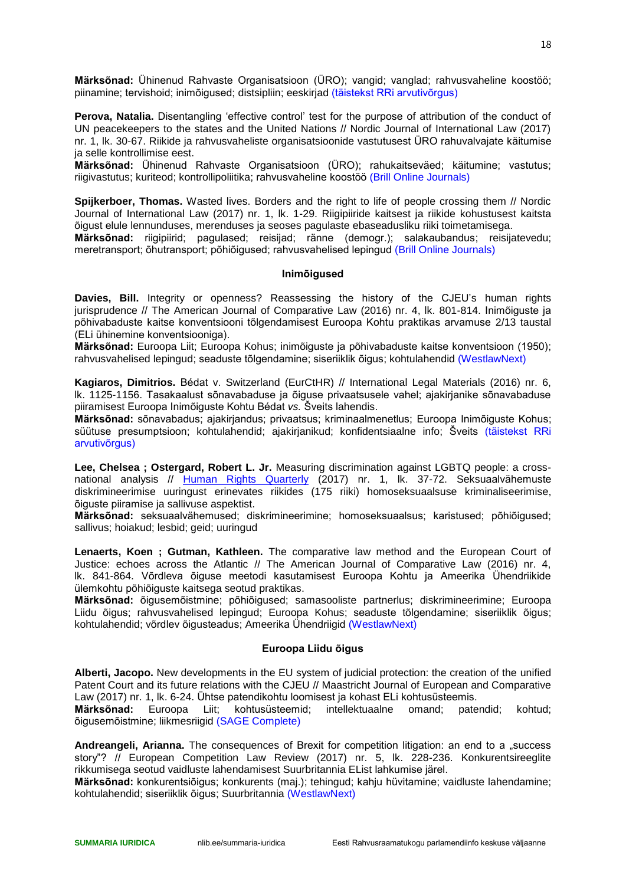**Märksõnad:** Ühinenud Rahvaste Organisatsioon (ÜRO); vangid; vanglad; rahvusvaheline koostöö; piinamine; tervishoid; inimõigused; distsipliin; eeskirjad (täistekst RRi arvutivõrgus)

**Perova, Natalia.** Disentangling 'effective control' test for the purpose of attribution of the conduct of UN peacekeepers to the states and the United Nations // Nordic Journal of International Law (2017) nr. 1, lk. 30-67. Riikide ja rahvusvaheliste organisatsioonide vastutusest ÜRO rahuvalvajate käitumise ja selle kontrollimise eest.
**Märksõnad:** Ühinenud Rahvaste Organisatsioon (ÜRO); rahukaitseväed; käitumine; vastutus; riigivastutus; kuriteod; kontrollipoliitika; rahvusvaheline koostöö (Brill Online Journals)

**Spijkerboer, Thomas.** Wasted lives. Borders and the right to life of people crossing them // Nordic Journal of International Law (2017) nr. 1, lk. 1-29. Riigipiiride kaitsest ja riikide kohustusest kaitsta õigust elule lennunduses, merenduses ja seoses pagulaste ebaseadusliku riiki toimetamisega.
**Märksõnad:** riigipiirid; pagulased; reisijad; ränne (demogr.); salakaubandus; reisijatevedu; meretransport; õhutransport; põhiõigused; rahvusvahelised lepingud (Brill Online Journals)

### Inimõigused

**Davies, Bill.** Integrity or openness? Reassessing the history of the CJEU's human rights jurisprudence // The American Journal of Comparative Law (2016) nr. 4, lk. 801-814. Inimõiguste ja põhivabaduste kaitse konventsiooni tõlgendamisest Euroopa Kohtu praktikas arvamuse 2/13 taustal (ELi ühinemine konventsiooniga).
**Märksõnad:** Euroopa Liit; Euroopa Kohus; inimõiguste ja põhivabaduste kaitse konventsioon (1950); rahvusvahelised lepingud; seaduste tõlgendamine; siseriiklik õigus; kohtulahendid (WestlawNext)

**Kagiaros, Dimitrios.** Bédat v. Switzerland (EurCtHR) // International Legal Materials (2016) nr. 6, lk. 1125-1156. Tasakaalust sõnavabaduse ja õiguse privaatsusele vahel; ajakirjanike sõnavabaduse piiramisest Euroopa Inimõiguste Kohtu Bédat *vs.* Šveits lahendis.
**Märksõnad:** sõnavabadus; ajakirjandus; privaatsus; kriminaalmenetlus; Euroopa Inimõiguste Kohus; süütuse presumptsioon; kohtulahendid; ajakirjanikud; konfidentsiaalne info; Šveits (täistekst RRi arvutivõrgus)

**Lee, Chelsea ; Ostergard, Robert L. Jr.** Measuring discrimination against LGBTQ people: a cross-national analysis // Human Rights Quarterly (2017) nr. 1, lk. 37-72. Seksuaalvähemuste diskrimineerimise uuringust erinevates riikides (175 riiki) homoseksuaalsuse kriminaliseerimise, õiguste piiramise ja sallivuse aspektist.
**Märksõnad:** seksuaalvähemused; diskrimineerimine; homoseksuaalsus; karistused; põhiõigused; sallivus; hoiakud; lesbid; geid; uuringud

**Lenaerts, Koen ; Gutman, Kathleen.** The comparative law method and the European Court of Justice: echoes across the Atlantic // The American Journal of Comparative Law (2016) nr. 4, lk. 841-864. Võrdleva õiguse meetodi kasutamisest Euroopa Kohtu ja Ameerika Ühendriikide ülemkohtu põhiõiguste kaitsega seotud praktikas.
**Märksõnad:** õigusemõistmine; põhiõigused; samasooliste partnerlus; diskrimineerimine; Euroopa Liidu õigus; rahvusvahelised lepingud; Euroopa Kohus; seaduste tõlgendamine; siseriiklik õigus; kohtulahendid; võrdlev õigusteadus; Ameerika Ühendriigid (WestlawNext)

### Euroopa Liidu õigus

**Alberti, Jacopo.** New developments in the EU system of judicial protection: the creation of the unified Patent Court and its future relations with the CJEU // Maastricht Journal of European and Comparative Law (2017) nr. 1, lk. 6-24. Ühtse patendikohtu loomisest ja kohast ELi kohtusüsteemis.
**Märksõnad:** Euroopa Liit; kohtusüsteemid; intellektuaalne omand; patendid; kohtud; õigusemõistmine; liikmesriigid (SAGE Complete)

**Andreangeli, Arianna.** The consequences of Brexit for competition litigation: an end to a „success story"? // European Competition Law Review (2017) nr. 5, lk. 228-236. Konkurentsireeglite rikkumisega seotud vaidluste lahendamisest Suurbritannia EList lahkumise järel.
**Märksõnad:** konkurentsiõigus; konkurents (maj.); tehingud; kahju hüvitamine; vaidluste lahendamine; kohtulahendid; siseriiklik õigus; Suurbritannia (WestlawNext)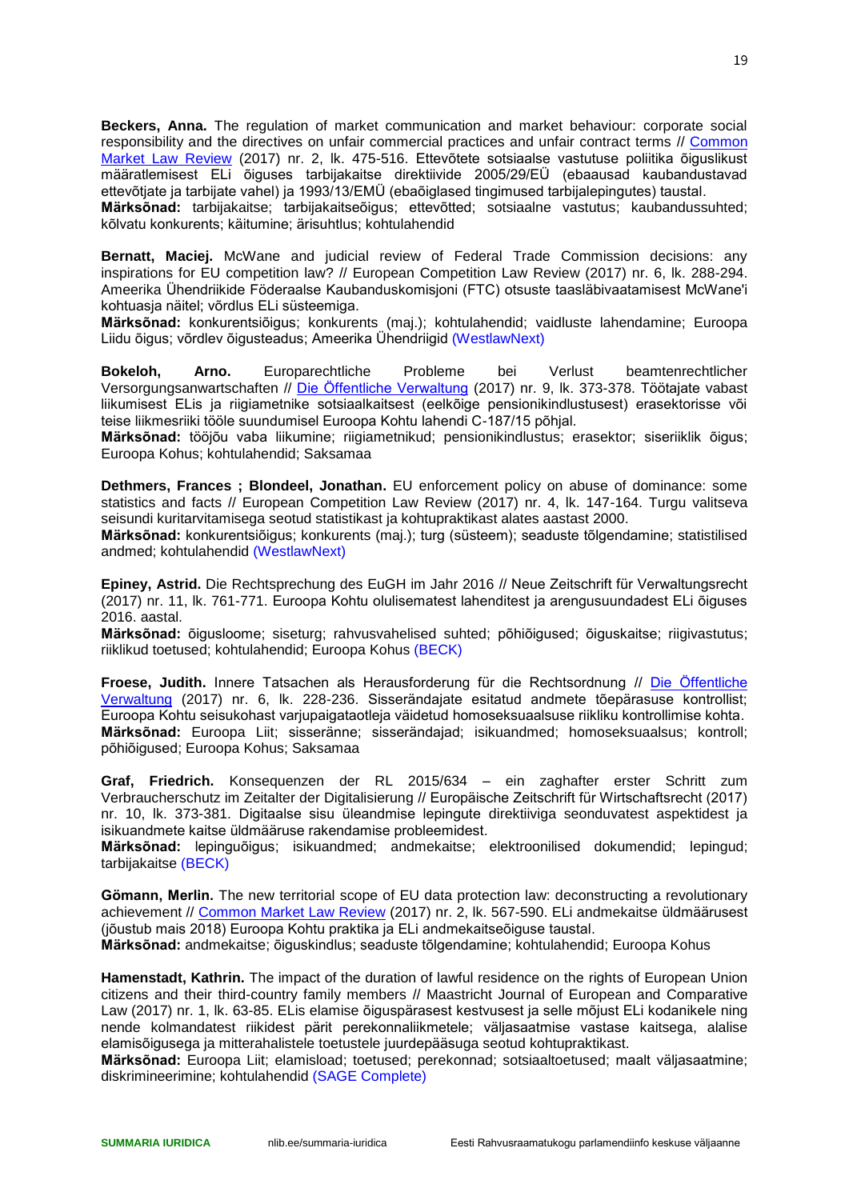**Beckers, Anna.** The regulation of market communication and market behaviour: corporate social responsibility and the directives on unfair commercial practices and unfair contract terms // Common Market Law Review (2017) nr. 2, lk. 475-516. Ettevõtete sotsiaalse vastutuse poliitika õiguslikust määratlemisest ELi õiguses tarbijakaitse direktiivide 2005/29/EÜ (ebaausad kaubandustavad ettevõtjate ja tarbijate vahel) ja 1993/13/EMÜ (ebaõiglased tingimused tarbijalepingutes) taustal.
**Märksõnad:** tarbijakaitse; tarbijakaitseõigus; ettevõtted; sotsiaalne vastutus; kaubandussuhted; kõlvatu konkurents; käitumine; ärisuhtlus; kohtulahendid

**Bernatt, Maciej.** McWane and judicial review of Federal Trade Commission decisions: any inspirations for EU competition law? // European Competition Law Review (2017) nr. 6, lk. 288-294. Ameerika Ühendriikide Föderaalse Kaubanduskomisjoni (FTC) otsuste taasläbivaatamisest McWane'i kohtuasja näitel; võrdlus ELi süsteemiga.
**Märksõnad:** konkurentsiõigus; konkurents (maj.); kohtulahendid; vaidluste lahendamine; Euroopa Liidu õigus; võrdlev õigusteadus; Ameerika Ühendriigid (WestlawNext)

**Bokeloh, Arno.** Europarechtliche Probleme bei Verlust beamtenrechtlicher Versorgungsanwartschaften // Die Öffentliche Verwaltung (2017) nr. 9, lk. 373-378. Töötajate vabast liikumisest ELis ja riigiametnike sotsiaalkaitsest (eelkõige pensionikindlustusest) erasektorisse või teise liikmesriiki tööle suundumisel Euroopa Kohtu lahendi C-187/15 põhjal.
**Märksõnad:** tööjõu vaba liikumine; riigiametnikud; pensionikindlustus; erasektor; siseriiklik õigus; Euroopa Kohus; kohtulahendid; Saksamaa

**Dethmers, Frances ; Blondeel, Jonathan.** EU enforcement policy on abuse of dominance: some statistics and facts // European Competition Law Review (2017) nr. 4, lk. 147-164. Turgu valitseva seisundi kuritarvitamisega seotud statistikast ja kohtupraktikast alates aastast 2000.
**Märksõnad:** konkurentsiõigus; konkurents (maj.); turg (süsteem); seaduste tõlgendamine; statistilised andmed; kohtulahendid (WestlawNext)

**Epiney, Astrid.** Die Rechtsprechung des EuGH im Jahr 2016 // Neue Zeitschrift für Verwaltungsrecht (2017) nr. 11, lk. 761-771. Euroopa Kohtu olulisematest lahenditest ja arengusuundadest ELi õiguses 2016. aastal.
**Märksõnad:** õigusloome; siseturg; rahvusvahelised suhted; põhiõigused; õiguskaitse; riigivastutus; riiklikud toetused; kohtulahendid; Euroopa Kohus (BECK)

**Froese, Judith.** Innere Tatsachen als Herausforderung für die Rechtsordnung // Die Öffentliche Verwaltung (2017) nr. 6, lk. 228-236. Sisserändajate esitatud andmete tõepärasuse kontrollist; Euroopa Kohtu seisukohast varjupaigataotleja väidetud homoseksuaalsuse riikliku kontrollimise kohta.
**Märksõnad:** Euroopa Liit; sisseränne; sisserändajad; isikuandmed; homoseksuaalsus; kontroll; põhiõigused; Euroopa Kohus; Saksamaa

**Graf, Friedrich.** Konsequenzen der RL 2015/634 – ein zaghafter erster Schritt zum Verbraucherschutz im Zeitalter der Digitalisierung // Europäische Zeitschrift für Wirtschaftsrecht (2017) nr. 10, lk. 373-381. Digitaalse sisu üleandmise lepingute direktiiviga seonduvatest aspektidest ja isikuandmete kaitse üldmääruse rakendamise probleemidest.
**Märksõnad:** lepinguõigus; isikuandmed; andmekaitse; elektroonilised dokumendid; lepingud; tarbijakaitse (BECK)

**Gömann, Merlin.** The new territorial scope of EU data protection law: deconstructing a revolutionary achievement // Common Market Law Review (2017) nr. 2, lk. 567-590. ELi andmekaitse üldmäärusest (jõustub mais 2018) Euroopa Kohtu praktika ja ELi andmekaitseõiguse taustal.
**Märksõnad:** andmekaitse; õiguskindlus; seaduste tõlgendamine; kohtulahendid; Euroopa Kohus

**Hamenstadt, Kathrin.** The impact of the duration of lawful residence on the rights of European Union citizens and their third-country family members // Maastricht Journal of European and Comparative Law (2017) nr. 1, lk. 63-85. ELis elamise õiguspärasest kestvusest ja selle mõjust ELi kodanikele ning nende kolmandatest riikidest pärit perekonnaliikmetele; väljasaatmise vastase kaitsega, alalise elamisõigusega ja mitterahalistele toetustele juurdepääsuga seotud kohtupraktikast.
**Märksõnad:** Euroopa Liit; elamisload; toetused; perekonnad; sotsiaaltoetused; maalt väljasaatmine; diskrimineerimine; kohtulahendid (SAGE Complete)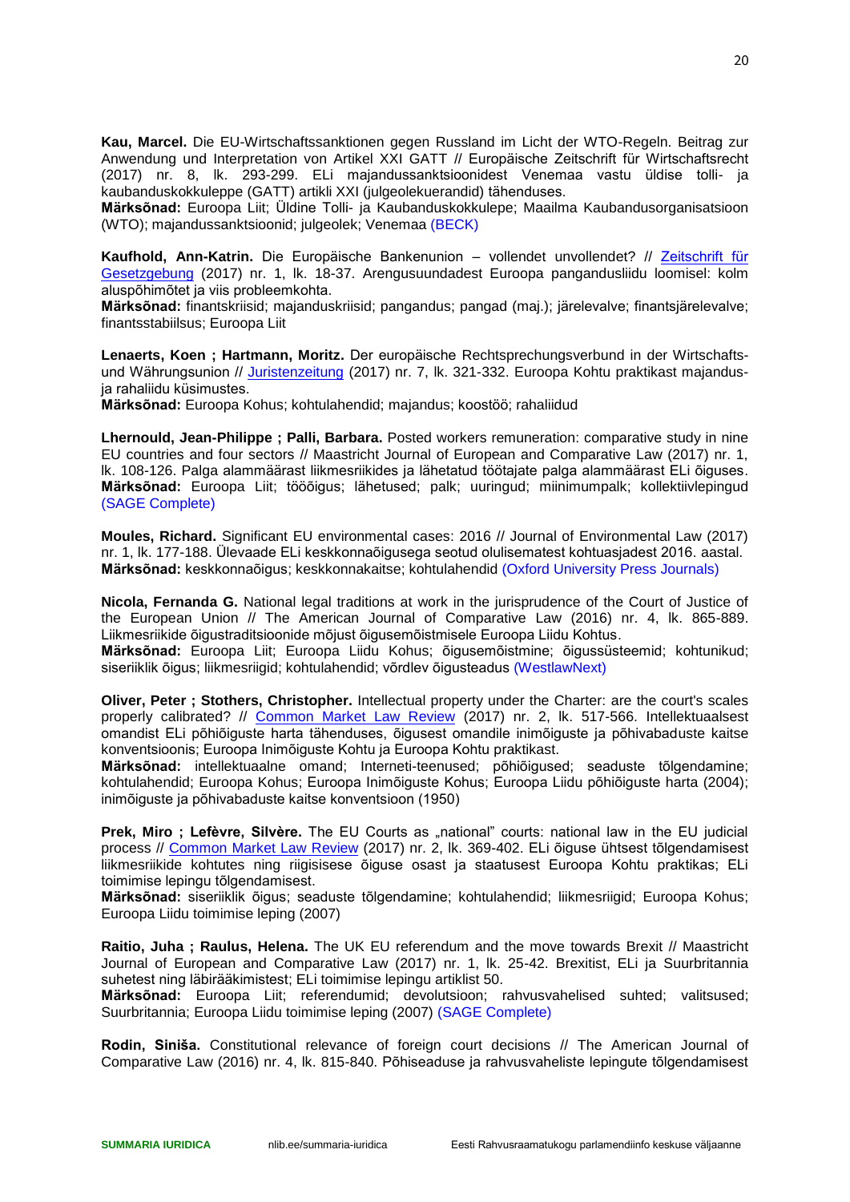**Kau, Marcel.** Die EU-Wirtschaftssanktionen gegen Russland im Licht der WTO-Regeln. Beitrag zur Anwendung und Interpretation von Artikel XXI GATT // Europäische Zeitschrift für Wirtschaftsrecht (2017) nr. 8, lk. 293-299. ELi majandussanktsioonidest Venemaa vastu üldise tolli- ja kaubanduskokkuleppe (GATT) artikli XXI (julgeolekuerandid) tähenduses.
**Märksõnad:** Euroopa Liit; Üldine Tolli- ja Kaubanduskokkulepe; Maailma Kaubandusorganisatsioon (WTO); majandussanktsioonid; julgeolek; Venemaa (BECK)

**Kaufhold, Ann-Katrin.** Die Europäische Bankenunion – vollendet unvollendet? // Zeitschrift für Gesetzgebung (2017) nr. 1, lk. 18-37. Arengusuundadest Euroopa pangandusliidu loomisel: kolm aluspõhimõtet ja viis probleemkohta.
**Märksõnad:** finantskriisid; majanduskriisid; pangandus; pangad (maj.); järelevalve; finantsjärelevalve; finantsstabiilsus; Euroopa Liit

**Lenaerts, Koen ; Hartmann, Moritz.** Der europäische Rechtsprechungsverbund in der Wirtschafts- und Währungsunion // Juristenzeitung (2017) nr. 7, lk. 321-332. Euroopa Kohtu praktikast majandus- ja rahaliidu küsimustes.
**Märksõnad:** Euroopa Kohus; kohtulahendid; majandus; koostöö; rahaliidud

**Lhernould, Jean-Philippe ; Palli, Barbara.** Posted workers remuneration: comparative study in nine EU countries and four sectors // Maastricht Journal of European and Comparative Law (2017) nr. 1, lk. 108-126. Palga alammäärast liikmesriikides ja lähetatud töötajate palga alammäärast ELi õiguses.
**Märksõnad:** Euroopa Liit; tööõigus; lähetused; palk; uuringud; miinimumpalk; kollektiivlepingud (SAGE Complete)

**Moules, Richard.** Significant EU environmental cases: 2016 // Journal of Environmental Law (2017) nr. 1, lk. 177-188. Ülevaade ELi keskkonnaõigusega seotud olulisematest kohtuasjadest 2016. aastal.
**Märksõnad:** keskkonnaõigus; keskkonnakaitse; kohtulahendid (Oxford University Press Journals)

**Nicola, Fernanda G.** National legal traditions at work in the jurisprudence of the Court of Justice of the European Union // The American Journal of Comparative Law (2016) nr. 4, lk. 865-889. Liikmesriikide õigustraditsioonide mõjust õigusemõistmisele Euroopa Liidu Kohtus.
**Märksõnad:** Euroopa Liit; Euroopa Liidu Kohus; õigusemõistmine; õigussüsteemid; kohtunikud; siseriiklik õigus; liikmesriigid; kohtulahendid; võrdlev õigusteadus (WestlawNext)

**Oliver, Peter ; Stothers, Christopher.** Intellectual property under the Charter: are the court's scales properly calibrated? // Common Market Law Review (2017) nr. 2, lk. 517-566. Intellektuaalsest omandist ELi põhiõiguste harta tähenduses, õigusest omandile inimõiguste ja põhivabaduste kaitse konventsioonis; Euroopa Inimõiguste Kohtu ja Euroopa Kohtu praktikast.
**Märksõnad:** intellektuaalne omand; Interneti-teenused; põhiõigused; seaduste tõlgendamine; kohtulahendid; Euroopa Kohus; Euroopa Inimõiguste Kohus; Euroopa Liidu põhiõiguste harta (2004); inimõiguste ja põhivabaduste kaitse konventsioon (1950)

**Prek, Miro ; Lefèvre, Silvère.** The EU Courts as „national" courts: national law in the EU judicial process // Common Market Law Review (2017) nr. 2, lk. 369-402. ELi õiguse ühtsest tõlgendamisest liikmesriikide kohtutes ning riigisisese õiguse osast ja staatusest Euroopa Kohtu praktikas; ELi toimimise lepingu tõlgendamisest.
**Märksõnad:** siseriiklik õigus; seaduste tõlgendamine; kohtulahendid; liikmesriigid; Euroopa Kohus; Euroopa Liidu toimimise leping (2007)

**Raitio, Juha ; Raulus, Helena.** The UK EU referendum and the move towards Brexit // Maastricht Journal of European and Comparative Law (2017) nr. 1, lk. 25-42. Brexitist, ELi ja Suurbritannia suhetest ning läbirääkimistest; ELi toimimise lepingu artiklist 50.
**Märksõnad:** Euroopa Liit; referendumid; devolutsioon; rahvusvahelised suhted; valitsused; Suurbritannia; Euroopa Liidu toimimise leping (2007) (SAGE Complete)

**Rodin, Siniša.** Constitutional relevance of foreign court decisions // The American Journal of Comparative Law (2016) nr. 4, lk. 815-840. Põhiseaduse ja rahvusvaheliste lepingute tõlgendamisest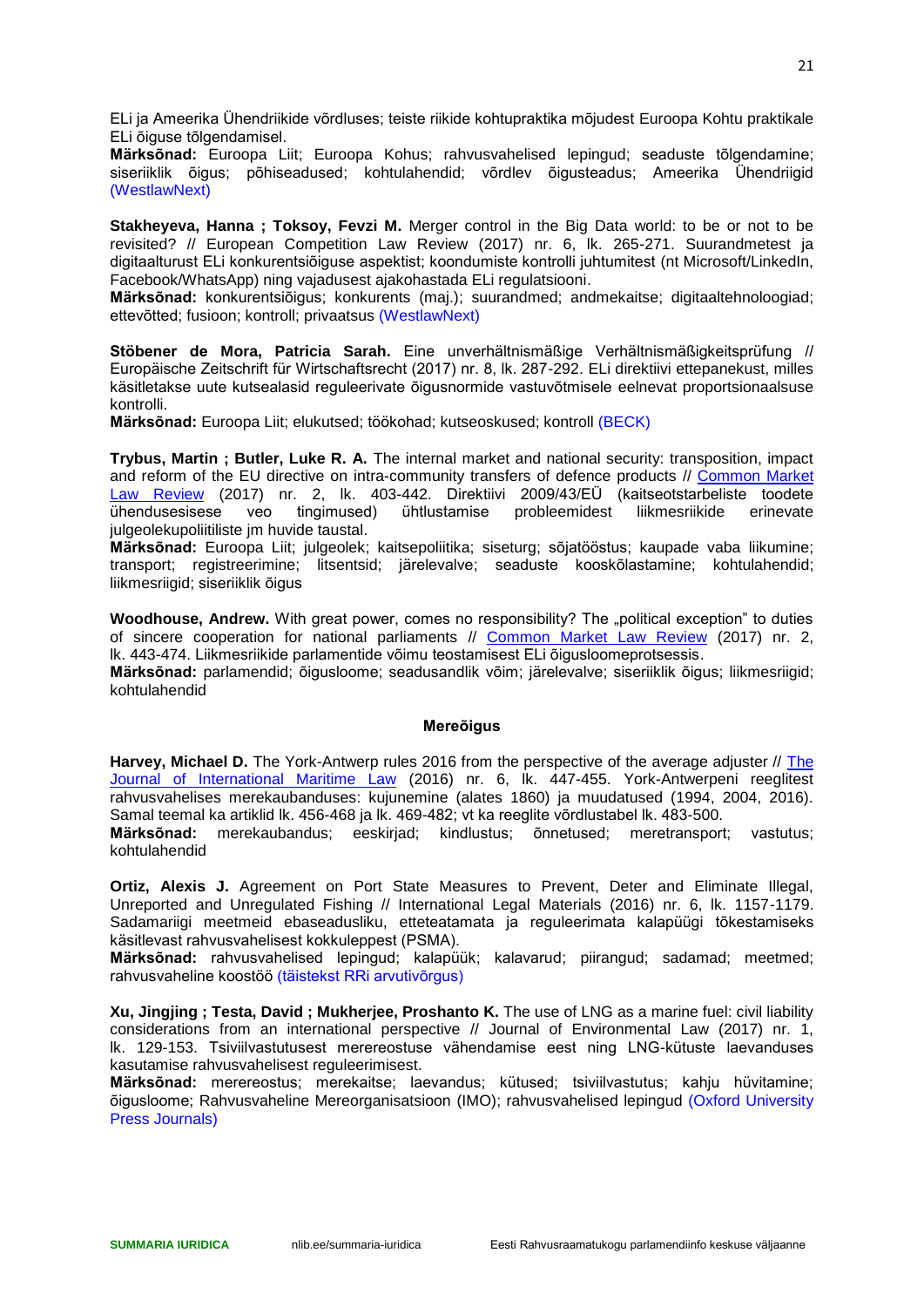ELi ja Ameerika Ühendriikide võrdluses; teiste riikide kohtupraktika mõjudest Euroopa Kohtu praktikale ELi õiguse tõlgendamisel.
**Märksõnad:** Euroopa Liit; Euroopa Kohus; rahvusvahelised lepingud; seaduste tõlgendamine; siseriiklik õigus; põhiseadused; kohtulahendid; võrdlev õigusteadus; Ameerika Ühendriigid (WestlawNext)

**Stakheyeva, Hanna ; Toksoy, Fevzi M.** Merger control in the Big Data world: to be or not to be revisited? // European Competition Law Review (2017) nr. 6, lk. 265-271. Suurandmetest ja digitaalturust ELi konkurentsiõiguse aspektist; koondumiste kontrolli juhtumitest (nt Microsoft/LinkedIn, Facebook/WhatsApp) ning vajadusest ajakohastada ELi regulatsiooni.
**Märksõnad:** konkurentsiõigus; konkurents (maj.); suurandmed; andmekaitse; digitaaltehnoloogiad; ettevõtted; fusioon; kontroll; privaatsus (WestlawNext)

**Stöbener de Mora, Patricia Sarah.** Eine unverhältnismäßige Verhältnismäßigkeitsprüfung // Europäische Zeitschrift für Wirtschaftsrecht (2017) nr. 8, lk. 287-292. ELi direktiivi ettepanekust, milles käsitletakse uute kutsealasid reguleerivate õigusnormide vastuvõtmisele eelnevat proportsionaalsuse kontrolli.
**Märksõnad:** Euroopa Liit; elukutsed; töökohad; kutseoskused; kontroll (BECK)

**Trybus, Martin ; Butler, Luke R. A.** The internal market and national security: transposition, impact and reform of the EU directive on intra-community transfers of defence products // Common Market Law Review (2017) nr. 2, lk. 403-442. Direktiivi 2009/43/EÜ (kaitseotstarbeliste toodete ühendusesisese veo tingimused) ühtlustamise probleemidest liikmesriikide erinevate julgeolekupoliitiliste jm huvide taustal.
**Märksõnad:** Euroopa Liit; julgeolek; kaitsepoliitika; siseturg; sõjatööstus; kaupade vaba liikumine; transport; registreerimine; litsentsid; järelevalve; seaduste kooskõlastamine; kohtulahendid; liikmesriigid; siseriiklik õigus

**Woodhouse, Andrew.** With great power, comes no responsibility? The „political exception" to duties of sincere cooperation for national parliaments // Common Market Law Review (2017) nr. 2, lk. 443-474. Liikmesriikide parlamentide võimu teostamisest ELi õigusloomeprotsessis.
**Märksõnad:** parlamendid; õigusloome; seadusandlik võim; järelevalve; siseriiklik õigus; liikmesriigid; kohtulahendid

### Mereõigus

**Harvey, Michael D.** The York-Antwerp rules 2016 from the perspective of the average adjuster // The Journal of International Maritime Law (2016) nr. 6, lk. 447-455. York-Antwerpeni reeglitest rahvusvahelises merekaubanduses: kujunemine (alates 1860) ja muudatused (1994, 2004, 2016). Samal teemal ka artiklid lk. 456-468 ja lk. 469-482; vt ka reeglite võrdlustabel lk. 483-500.
**Märksõnad:** merekaubandus; eeskirjad; kindlustus; õnnetused; meretransport; vastutus; kohtulahendid

**Ortiz, Alexis J.** Agreement on Port State Measures to Prevent, Deter and Eliminate Illegal, Unreported and Unregulated Fishing // International Legal Materials (2016) nr. 6, lk. 1157-1179. Sadamariigi meetmeid ebaseadusliku, etteteatamata ja reguleerimata kalapüügi tõkestamiseks käsitlevast rahvusvahelisest kokkuleppest (PSMA).
**Märksõnad:** rahvusvahelised lepingud; kalapüük; kalavarud; piirangud; sadamad; meetmed; rahvusvaheline koostöö (täistekst RRi arvutivõrgus)

**Xu, Jingjing ; Testa, David ; Mukherjee, Proshanto K.** The use of LNG as a marine fuel: civil liability considerations from an international perspective // Journal of Environmental Law (2017) nr. 1, lk. 129-153. Tsiviilvastutusest merereostuse vähendamise eest ning LNG-kütuste laevanduses kasutamise rahvusvahelisest reguleerimisest.
**Märksõnad:** merereostus; merekaitse; laevandus; kütused; tsiviilvastutus; kahju hüvitamine; õigusloome; Rahvusvaheline Mereorganisatsioon (IMO); rahvusvahelised lepingud (Oxford University Press Journals)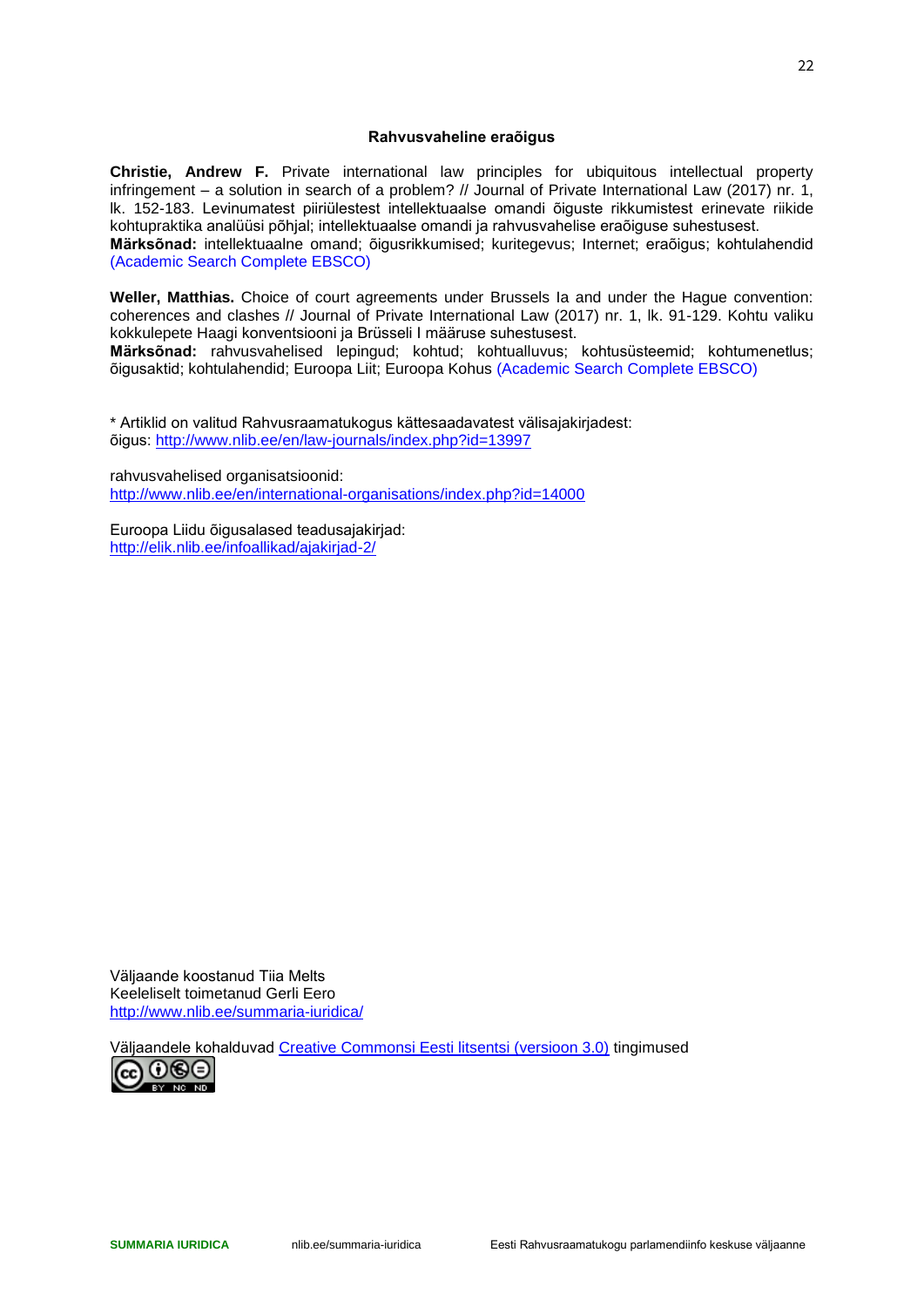### Rahvusvaheline eraõigus

**Christie, Andrew F.** Private international law principles for ubiquitous intellectual property infringement – a solution in search of a problem? // Journal of Private International Law (2017) nr. 1, lk. 152-183. Levinumatest piiriülestest intellektuaalse omandi õiguste rikkumistest erinevate riikide kohtupraktika analüüsi põhjal; intellektuaalse omandi ja rahvusvahelise eraõiguse suhestusest.
**Märksõnad:** intellektuaalne omand; õigusrikkumised; kuritegevus; Internet; eraõigus; kohtulahendid (Academic Search Complete EBSCO)

**Weller, Matthias.** Choice of court agreements under Brussels Ia and under the Hague convention: coherences and clashes // Journal of Private International Law (2017) nr. 1, lk. 91-129. Kohtu valiku kokkulepete Haagi konventsiooni ja Brüsseli I määruse suhestusest.
**Märksõnad:** rahvusvahelised lepingud; kohtud; kohtualluvus; kohtusüsteemid; kohtumenetlus; õigusaktid; kohtulahendid; Euroopa Liit; Euroopa Kohus (Academic Search Complete EBSCO)

\* Artiklid on valitud Rahvusraamatukogus kättesaadavatest välisajakirjadest:
õigus: http://www.nlib.ee/en/law-journals/index.php?id=13997

rahvusvahelised organisatsioonid:
http://www.nlib.ee/en/international-organisations/index.php?id=14000

Euroopa Liidu õigusalased teadusajakirjad:
http://elik.nlib.ee/infoallikad/ajakirjad-2/

Väljaande koostanud Tiia Melts
Keeleliselt toimetanud Gerli Eero
http://www.nlib.ee/summaria-iuridica/

Väljaandele kohalduvad Creative Commonsi Eesti litsentsi (versioon 3.0) tingimused